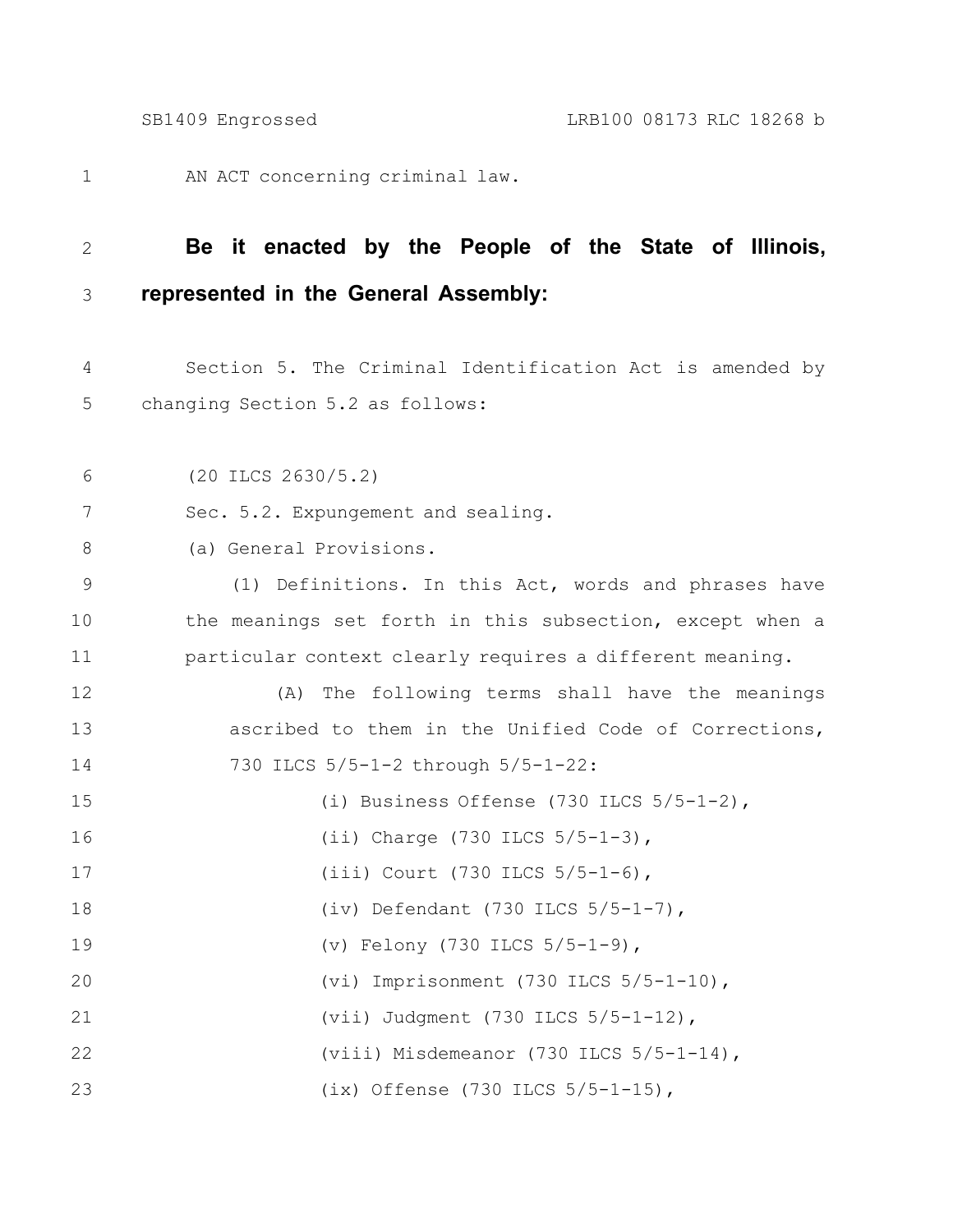AN ACT concerning criminal law.

**Be it enacted by the People of the State of Illinois, represented in the General Assembly:**

Section 5. The Criminal Identification Act is amended by changing Section 5.2 as follows:

(20 ILCS 2630/5.2)

Sec. 5.2. Expungement and sealing.

(a) General Provisions.

(1) Definitions. In this Act, words and phrases have the meanings set forth in this subsection, except when a particular context clearly requires a different meaning.

(A) The following terms shall have the meanings ascribed to them in the Unified Code of Corrections, 730 ILCS 5/5-1-2 through 5/5-1-22:

(i) Business Offense (730 ILCS 5/5-1-2),

(ii) Charge (730 ILCS 5/5-1-3),

(iii) Court (730 ILCS 5/5-1-6),

(iv) Defendant (730 ILCS 5/5-1-7),

(v) Felony (730 ILCS 5/5-1-9),

(vi) Imprisonment (730 ILCS 5/5-1-10),

(vii) Judgment (730 ILCS 5/5-1-12),

(viii) Misdemeanor (730 ILCS 5/5-1-14),

(ix) Offense (730 ILCS 5/5-1-15),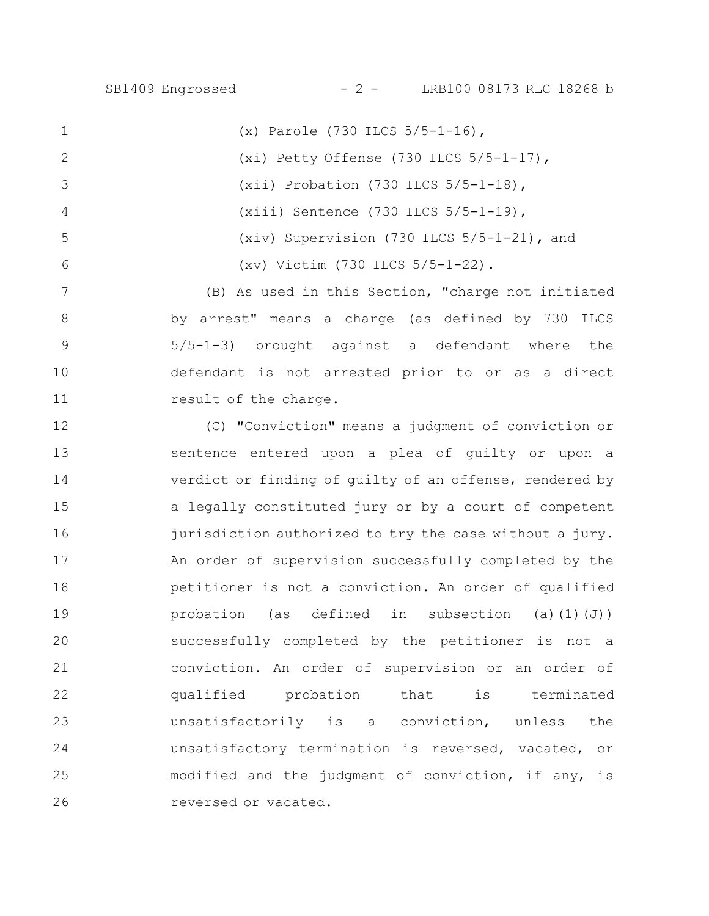(x) Parole (730 ILCS 5/5-1-16),

(xi) Petty Offense (730 ILCS 5/5-1-17),

(xii) Probation (730 ILCS 5/5-1-18),

(xiii) Sentence (730 ILCS 5/5-1-19),

(xiv) Supervision (730 ILCS 5/5-1-21), and

(xv) Victim (730 ILCS 5/5-1-22).

(B) As used in this Section, "charge not initiated by arrest" means a charge (as defined by 730 ILCS 5/5-1-3) brought against a defendant where the defendant is not arrested prior to or as a direct result of the charge.

(C) "Conviction" means a judgment of conviction or sentence entered upon a plea of guilty or upon a verdict or finding of guilty of an offense, rendered by a legally constituted jury or by a court of competent jurisdiction authorized to try the case without a jury. An order of supervision successfully completed by the petitioner is not a conviction. An order of qualified probation (as defined in subsection (a)(1)(J)) successfully completed by the petitioner is not a conviction. An order of supervision or an order of qualified probation that is terminated unsatisfactorily is a conviction, unless the unsatisfactory termination is reversed, vacated, or modified and the judgment of conviction, if any, is reversed or vacated.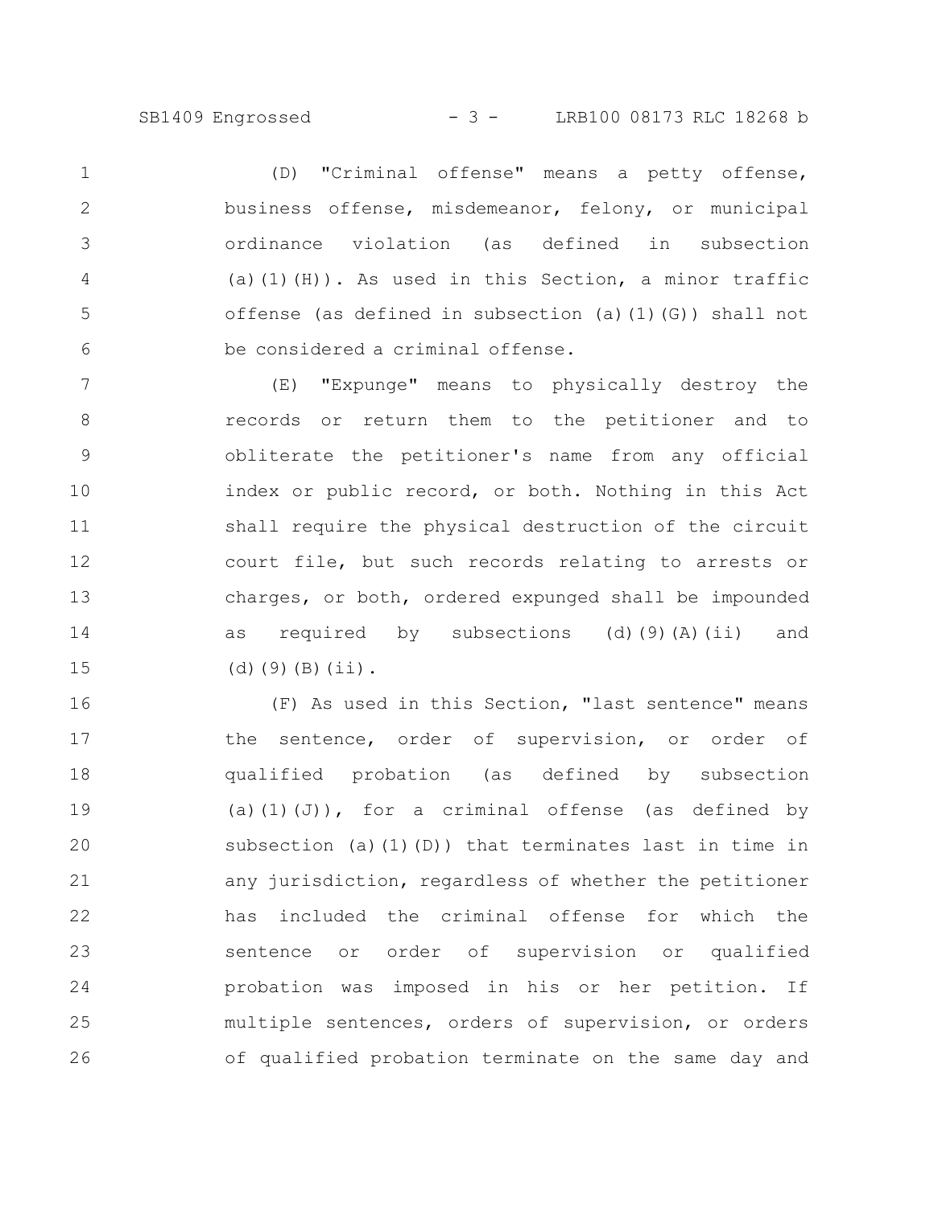(D) "Criminal offense" means a petty offense, business offense, misdemeanor, felony, or municipal ordinance violation (as defined in subsection (a)(1)(H)). As used in this Section, a minor traffic offense (as defined in subsection (a)(1)(G)) shall not be considered a criminal offense.

(E) "Expunge" means to physically destroy the records or return them to the petitioner and to obliterate the petitioner's name from any official index or public record, or both. Nothing in this Act shall require the physical destruction of the circuit court file, but such records relating to arrests or charges, or both, ordered expunged shall be impounded as required by subsections (d)(9)(A)(ii) and (d)(9)(B)(ii).

(F) As used in this Section, "last sentence" means the sentence, order of supervision, or order of qualified probation (as defined by subsection (a)(1)(J)), for a criminal offense (as defined by subsection (a)(1)(D)) that terminates last in time in any jurisdiction, regardless of whether the petitioner has included the criminal offense for which the sentence or order of supervision or qualified probation was imposed in his or her petition. If multiple sentences, orders of supervision, or orders of qualified probation terminate on the same day and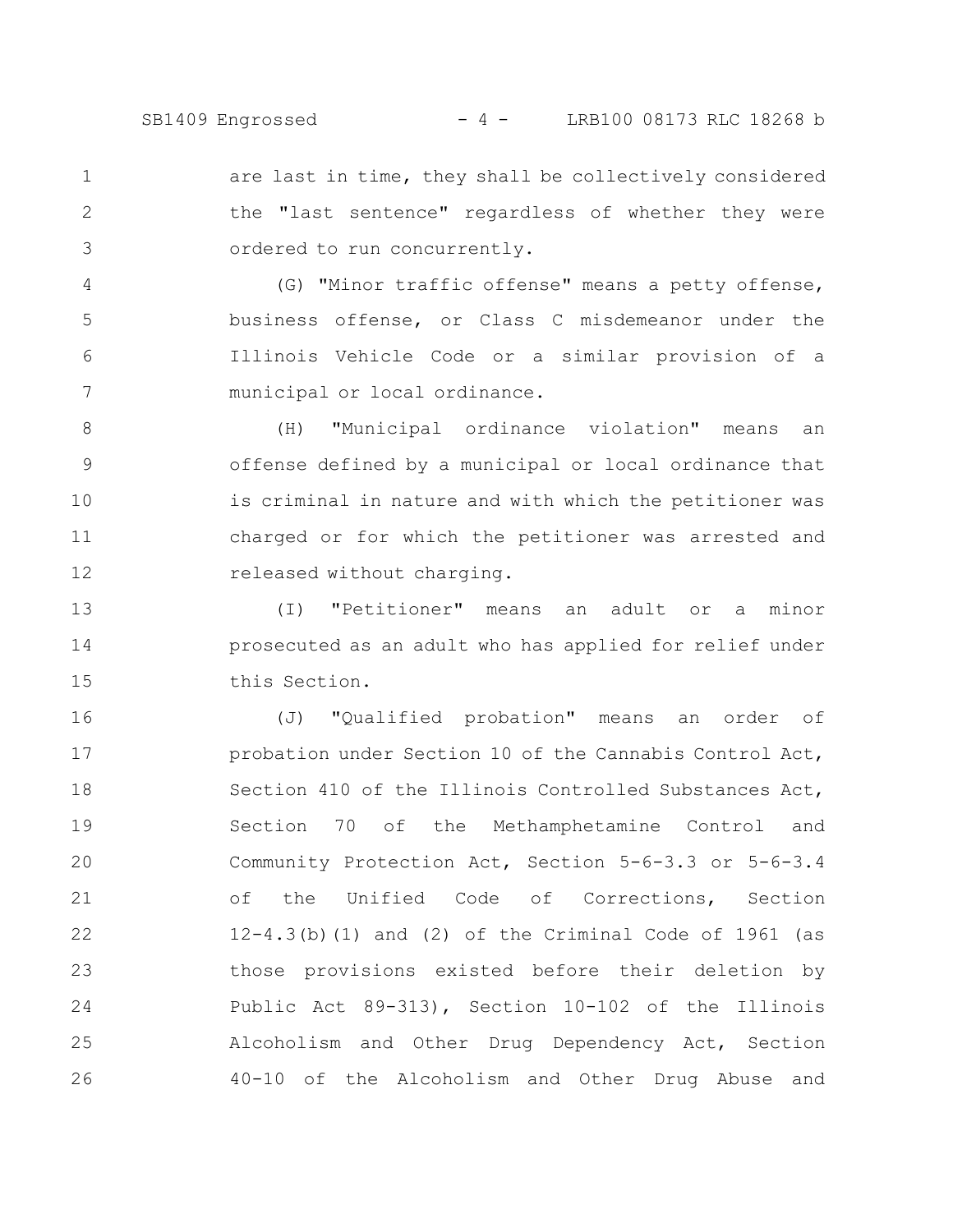are last in time, they shall be collectively considered the "last sentence" regardless of whether they were ordered to run concurrently.

(G) "Minor traffic offense" means a petty offense, business offense, or Class C misdemeanor under the Illinois Vehicle Code or a similar provision of a municipal or local ordinance.

(H) "Municipal ordinance violation" means an offense defined by a municipal or local ordinance that is criminal in nature and with which the petitioner was charged or for which the petitioner was arrested and released without charging.

(I) "Petitioner" means an adult or a minor prosecuted as an adult who has applied for relief under this Section.

(J) "Qualified probation" means an order of probation under Section 10 of the Cannabis Control Act, Section 410 of the Illinois Controlled Substances Act, Section 70 of the Methamphetamine Control and Community Protection Act, Section 5-6-3.3 or 5-6-3.4 of the Unified Code of Corrections, Section 12-4.3(b)(1) and (2) of the Criminal Code of 1961 (as those provisions existed before their deletion by Public Act 89-313), Section 10-102 of the Illinois Alcoholism and Other Drug Dependency Act, Section 40-10 of the Alcoholism and Other Drug Abuse and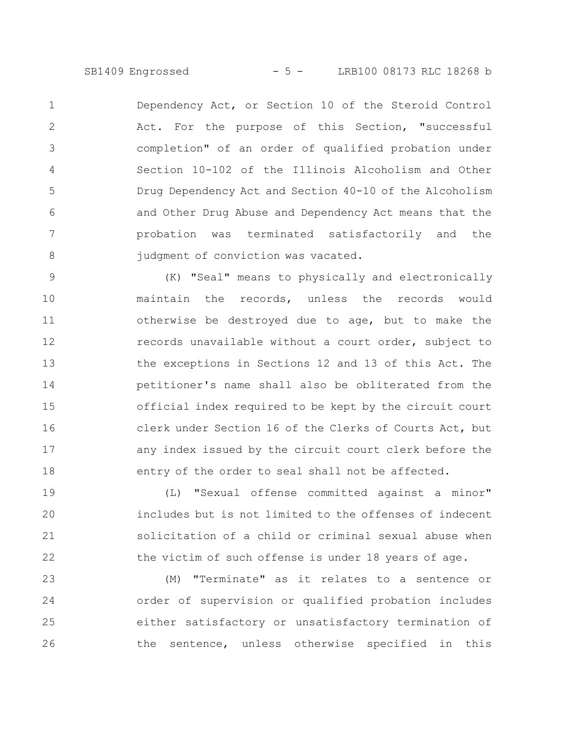Dependency Act, or Section 10 of the Steroid Control Act. For the purpose of this Section, "successful completion" of an order of qualified probation under Section 10-102 of the Illinois Alcoholism and Other Drug Dependency Act and Section 40-10 of the Alcoholism and Other Drug Abuse and Dependency Act means that the probation was terminated satisfactorily and the judgment of conviction was vacated.

(K) "Seal" means to physically and electronically maintain the records, unless the records would otherwise be destroyed due to age, but to make the records unavailable without a court order, subject to the exceptions in Sections 12 and 13 of this Act. The petitioner's name shall also be obliterated from the official index required to be kept by the circuit court clerk under Section 16 of the Clerks of Courts Act, but any index issued by the circuit court clerk before the entry of the order to seal shall not be affected.

(L) "Sexual offense committed against a minor" includes but is not limited to the offenses of indecent solicitation of a child or criminal sexual abuse when the victim of such offense is under 18 years of age.

(M) "Terminate" as it relates to a sentence or order of supervision or qualified probation includes either satisfactory or unsatisfactory termination of the sentence, unless otherwise specified in this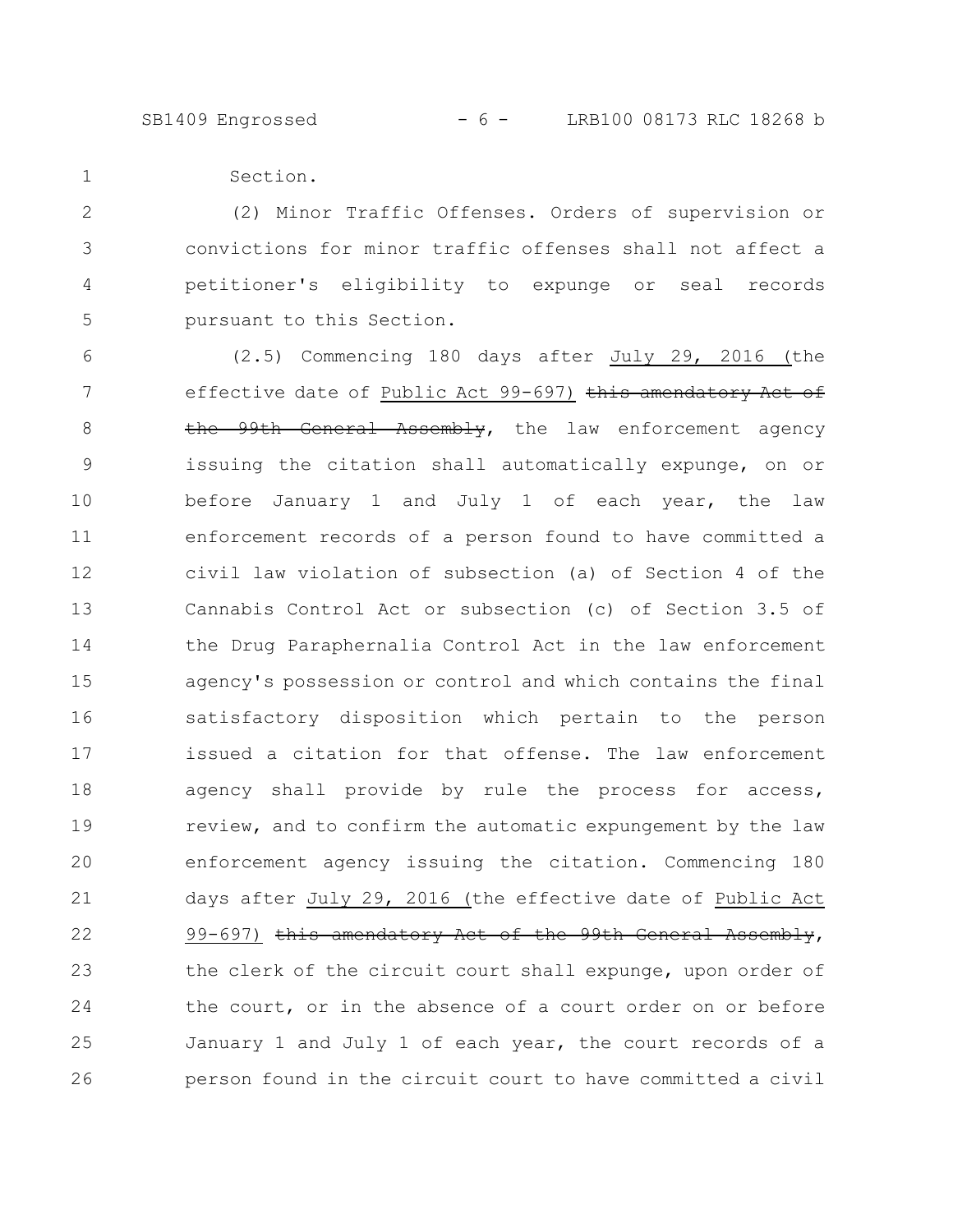Section.

(2) Minor Traffic Offenses. Orders of supervision or convictions for minor traffic offenses shall not affect a petitioner's eligibility to expunge or seal records pursuant to this Section.

(2.5) Commencing 180 days after July 29, 2016 (the effective date of Public Act 99-697) ~~this amendatory Act of the 99th General Assembly~~, the law enforcement agency issuing the citation shall automatically expunge, on or before January 1 and July 1 of each year, the law enforcement records of a person found to have committed a civil law violation of subsection (a) of Section 4 of the Cannabis Control Act or subsection (c) of Section 3.5 of the Drug Paraphernalia Control Act in the law enforcement agency's possession or control and which contains the final satisfactory disposition which pertain to the person issued a citation for that offense. The law enforcement agency shall provide by rule the process for access, review, and to confirm the automatic expungement by the law enforcement agency issuing the citation. Commencing 180 days after July 29, 2016 (the effective date of Public Act 99-697) ~~this amendatory Act of the 99th General Assembly~~, the clerk of the circuit court shall expunge, upon order of the court, or in the absence of a court order on or before January 1 and July 1 of each year, the court records of a person found in the circuit court to have committed a civil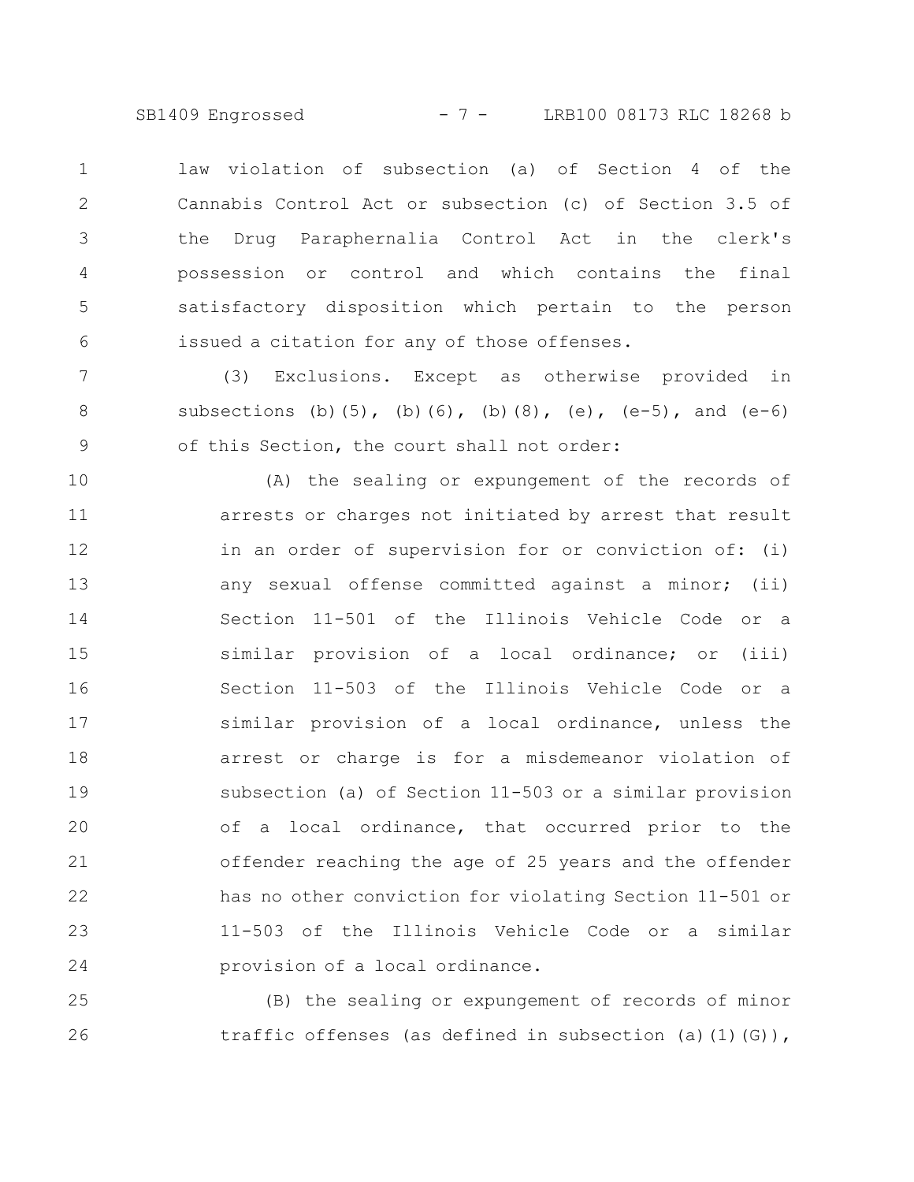law violation of subsection (a) of Section 4 of the Cannabis Control Act or subsection (c) of Section 3.5 of the Drug Paraphernalia Control Act in the clerk's possession or control and which contains the final satisfactory disposition which pertain to the person issued a citation for any of those offenses.

(3) Exclusions. Except as otherwise provided in subsections (b)(5), (b)(6), (b)(8), (e), (e-5), and (e-6) of this Section, the court shall not order:

(A) the sealing or expungement of the records of arrests or charges not initiated by arrest that result in an order of supervision for or conviction of: (i) any sexual offense committed against a minor; (ii) Section 11-501 of the Illinois Vehicle Code or a similar provision of a local ordinance; or (iii) Section 11-503 of the Illinois Vehicle Code or a similar provision of a local ordinance, unless the arrest or charge is for a misdemeanor violation of subsection (a) of Section 11-503 or a similar provision of a local ordinance, that occurred prior to the offender reaching the age of 25 years and the offender has no other conviction for violating Section 11-501 or 11-503 of the Illinois Vehicle Code or a similar provision of a local ordinance.

(B) the sealing or expungement of records of minor traffic offenses (as defined in subsection (a)(1)(G)),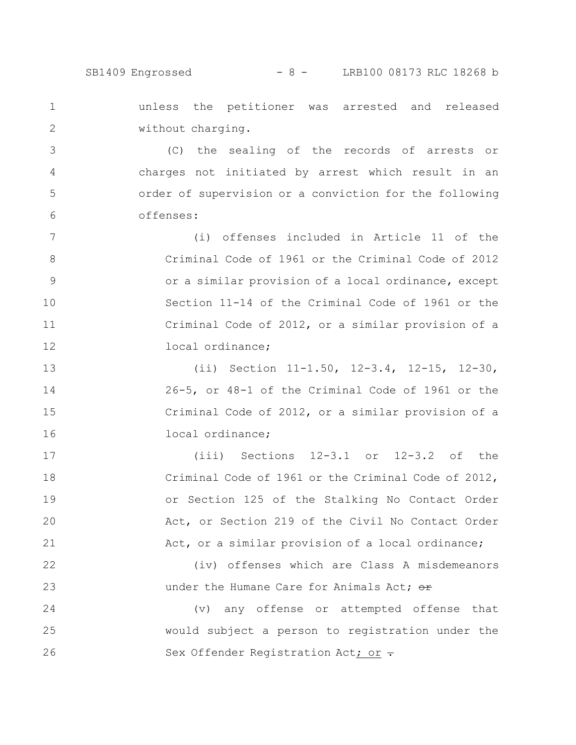unless the petitioner was arrested and released without charging.

(C) the sealing of the records of arrests or charges not initiated by arrest which result in an order of supervision or a conviction for the following offenses:

(i) offenses included in Article 11 of the Criminal Code of 1961 or the Criminal Code of 2012 or a similar provision of a local ordinance, except Section 11-14 of the Criminal Code of 1961 or the Criminal Code of 2012, or a similar provision of a local ordinance;

(ii) Section 11-1.50, 12-3.4, 12-15, 12-30, 26-5, or 48-1 of the Criminal Code of 1961 or the Criminal Code of 2012, or a similar provision of a local ordinance;

(iii) Sections 12-3.1 or 12-3.2 of the Criminal Code of 1961 or the Criminal Code of 2012, or Section 125 of the Stalking No Contact Order Act, or Section 219 of the Civil No Contact Order Act, or a similar provision of a local ordinance;

(iv) offenses which are Class A misdemeanors under the Humane Care for Animals Act; ~~or~~

(v) any offense or attempted offense that would subject a person to registration under the Sex Offender Registration Act; or ~~.~~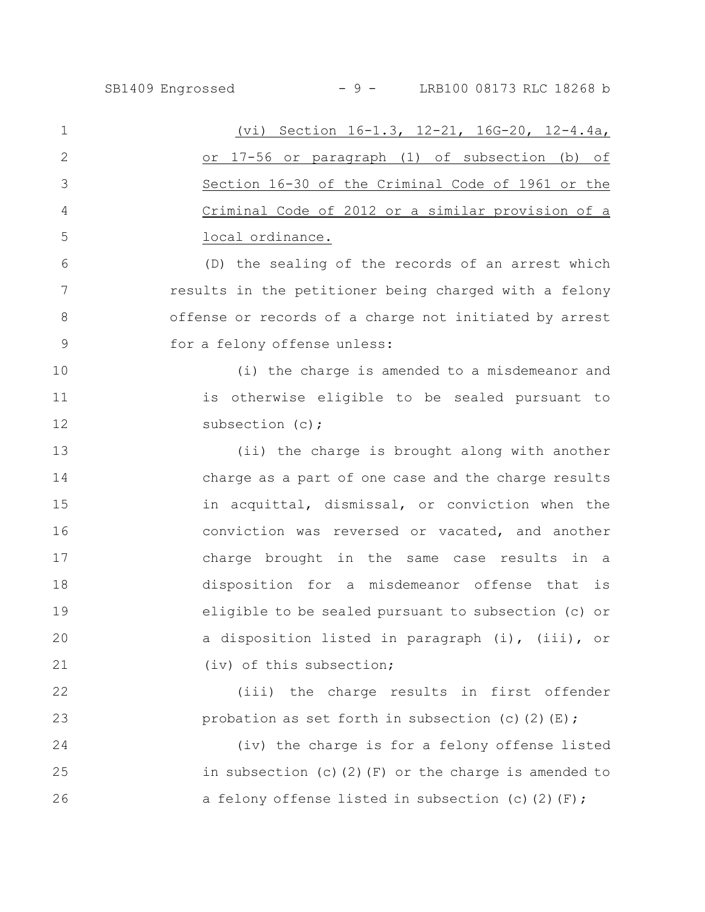<u>(vi) Section 16-1.3, 12-21, 16G-20, 12-4.4a, or 17-56 or paragraph (1) of subsection (b) of Section 16-30 of the Criminal Code of 1961 or the Criminal Code of 2012 or a similar provision of a local ordinance.</u>

(D) the sealing of the records of an arrest which results in the petitioner being charged with a felony offense or records of a charge not initiated by arrest for a felony offense unless:

(i) the charge is amended to a misdemeanor and is otherwise eligible to be sealed pursuant to subsection (c);

(ii) the charge is brought along with another charge as a part of one case and the charge results in acquittal, dismissal, or conviction when the conviction was reversed or vacated, and another charge brought in the same case results in a disposition for a misdemeanor offense that is eligible to be sealed pursuant to subsection (c) or a disposition listed in paragraph (i), (iii), or (iv) of this subsection;

(iii) the charge results in first offender probation as set forth in subsection (c)(2)(E);

(iv) the charge is for a felony offense listed in subsection (c)(2)(F) or the charge is amended to a felony offense listed in subsection (c)(2)(F);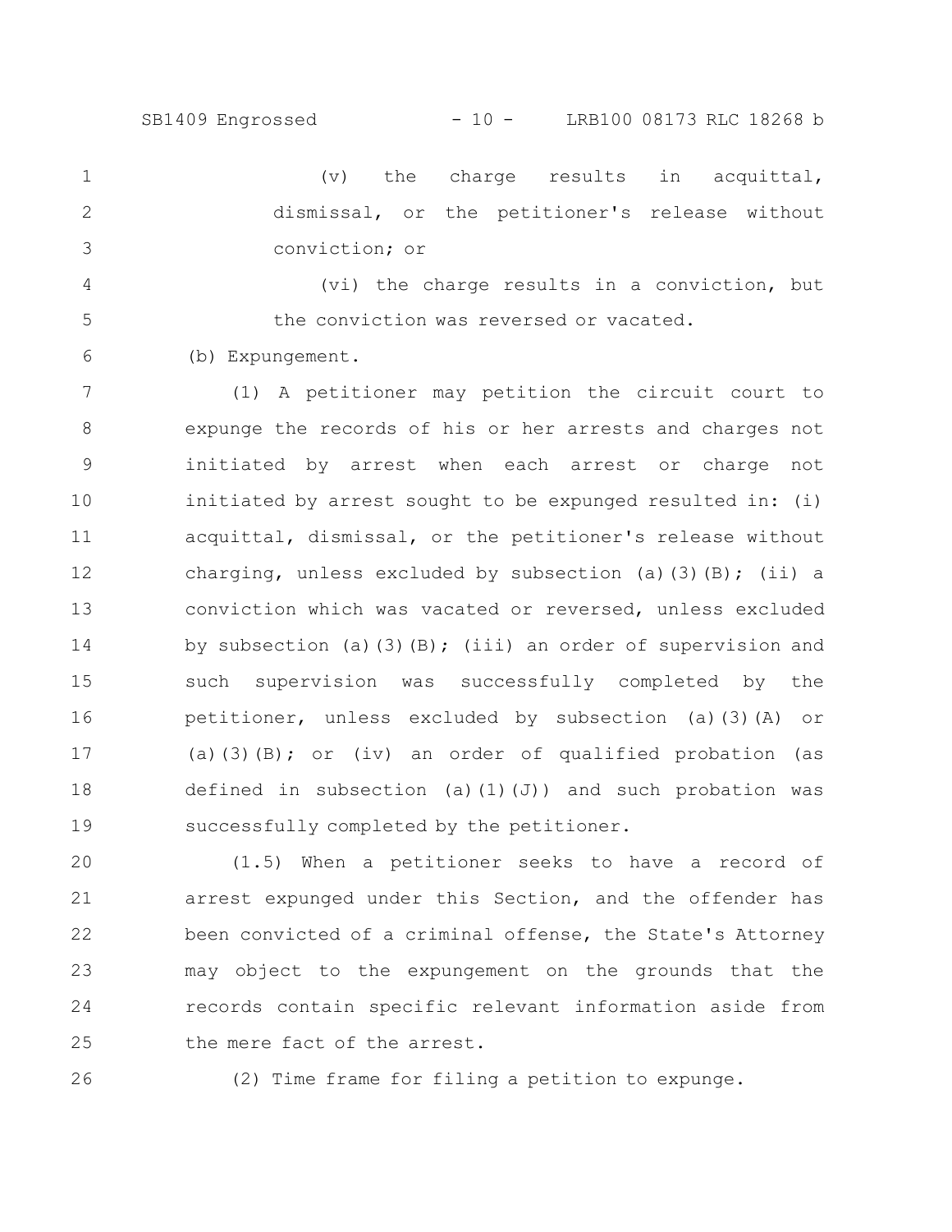(v) the charge results in acquittal, dismissal, or the petitioner's release without conviction; or

(vi) the charge results in a conviction, but the conviction was reversed or vacated.

(b) Expungement.

(1) A petitioner may petition the circuit court to expunge the records of his or her arrests and charges not initiated by arrest when each arrest or charge not initiated by arrest sought to be expunged resulted in: (i) acquittal, dismissal, or the petitioner's release without charging, unless excluded by subsection (a)(3)(B); (ii) a conviction which was vacated or reversed, unless excluded by subsection (a)(3)(B); (iii) an order of supervision and such supervision was successfully completed by the petitioner, unless excluded by subsection (a)(3)(A) or (a)(3)(B); or (iv) an order of qualified probation (as defined in subsection (a)(1)(J)) and such probation was successfully completed by the petitioner.

(1.5) When a petitioner seeks to have a record of arrest expunged under this Section, and the offender has been convicted of a criminal offense, the State's Attorney may object to the expungement on the grounds that the records contain specific relevant information aside from the mere fact of the arrest.

(2) Time frame for filing a petition to expunge.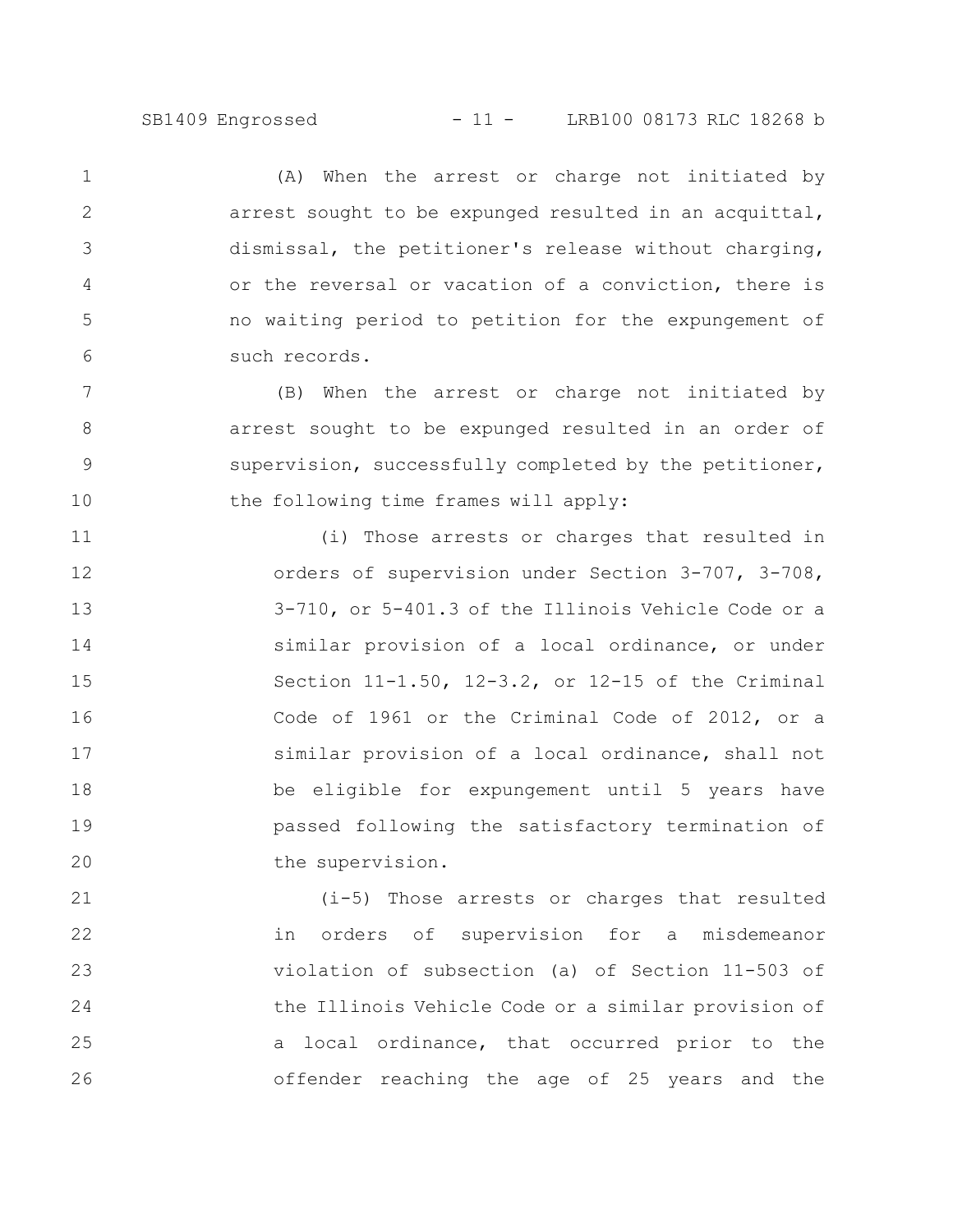(A) When the arrest or charge not initiated by arrest sought to be expunged resulted in an acquittal, dismissal, the petitioner's release without charging, or the reversal or vacation of a conviction, there is no waiting period to petition for the expungement of such records.

(B) When the arrest or charge not initiated by arrest sought to be expunged resulted in an order of supervision, successfully completed by the petitioner, the following time frames will apply:

(i) Those arrests or charges that resulted in orders of supervision under Section 3-707, 3-708, 3-710, or 5-401.3 of the Illinois Vehicle Code or a similar provision of a local ordinance, or under Section 11-1.50, 12-3.2, or 12-15 of the Criminal Code of 1961 or the Criminal Code of 2012, or a similar provision of a local ordinance, shall not be eligible for expungement until 5 years have passed following the satisfactory termination of the supervision.

(i-5) Those arrests or charges that resulted in orders of supervision for a misdemeanor violation of subsection (a) of Section 11-503 of the Illinois Vehicle Code or a similar provision of a local ordinance, that occurred prior to the offender reaching the age of 25 years and the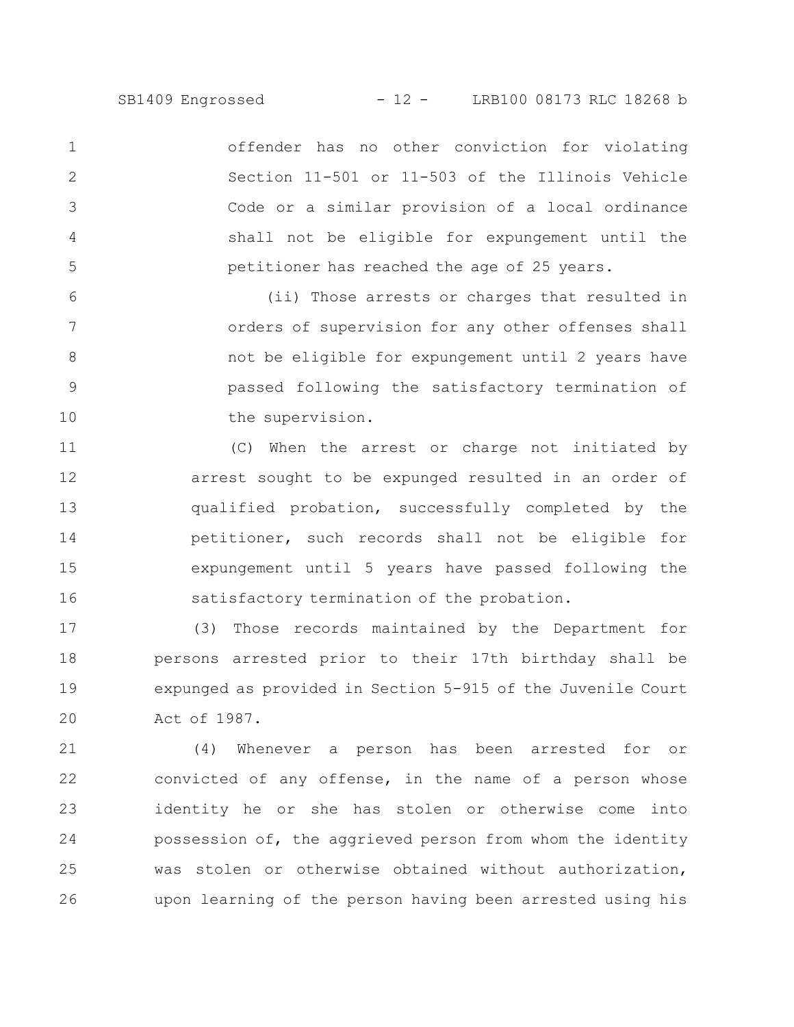offender has no other conviction for violating Section 11-501 or 11-503 of the Illinois Vehicle Code or a similar provision of a local ordinance shall not be eligible for expungement until the petitioner has reached the age of 25 years.

(ii) Those arrests or charges that resulted in orders of supervision for any other offenses shall not be eligible for expungement until 2 years have passed following the satisfactory termination of the supervision.

(C) When the arrest or charge not initiated by arrest sought to be expunged resulted in an order of qualified probation, successfully completed by the petitioner, such records shall not be eligible for expungement until 5 years have passed following the satisfactory termination of the probation.

(3) Those records maintained by the Department for persons arrested prior to their 17th birthday shall be expunged as provided in Section 5-915 of the Juvenile Court Act of 1987.

(4) Whenever a person has been arrested for or convicted of any offense, in the name of a person whose identity he or she has stolen or otherwise come into possession of, the aggrieved person from whom the identity was stolen or otherwise obtained without authorization, upon learning of the person having been arrested using his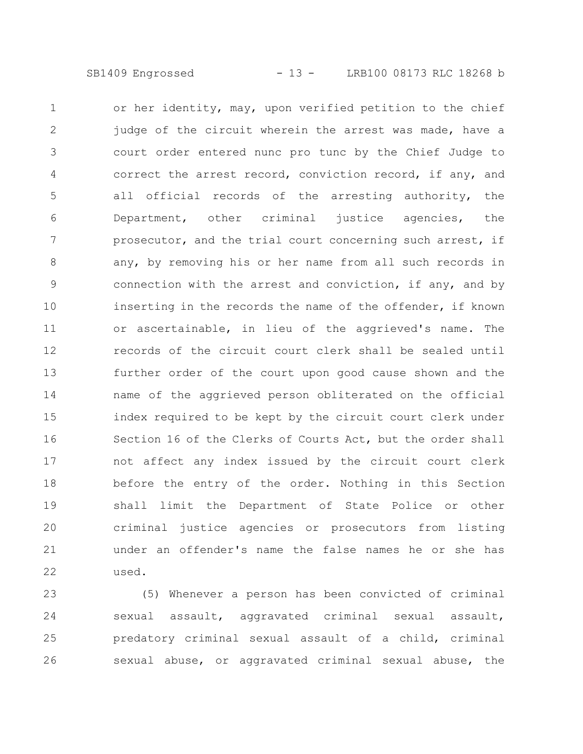or her identity, may, upon verified petition to the chief judge of the circuit wherein the arrest was made, have a court order entered nunc pro tunc by the Chief Judge to correct the arrest record, conviction record, if any, and all official records of the arresting authority, the Department, other criminal justice agencies, the prosecutor, and the trial court concerning such arrest, if any, by removing his or her name from all such records in connection with the arrest and conviction, if any, and by inserting in the records the name of the offender, if known or ascertainable, in lieu of the aggrieved's name. The records of the circuit court clerk shall be sealed until further order of the court upon good cause shown and the name of the aggrieved person obliterated on the official index required to be kept by the circuit court clerk under Section 16 of the Clerks of Courts Act, but the order shall not affect any index issued by the circuit court clerk before the entry of the order. Nothing in this Section shall limit the Department of State Police or other criminal justice agencies or prosecutors from listing under an offender's name the false names he or she has used.

(5) Whenever a person has been convicted of criminal sexual assault, aggravated criminal sexual assault, predatory criminal sexual assault of a child, criminal sexual abuse, or aggravated criminal sexual abuse, the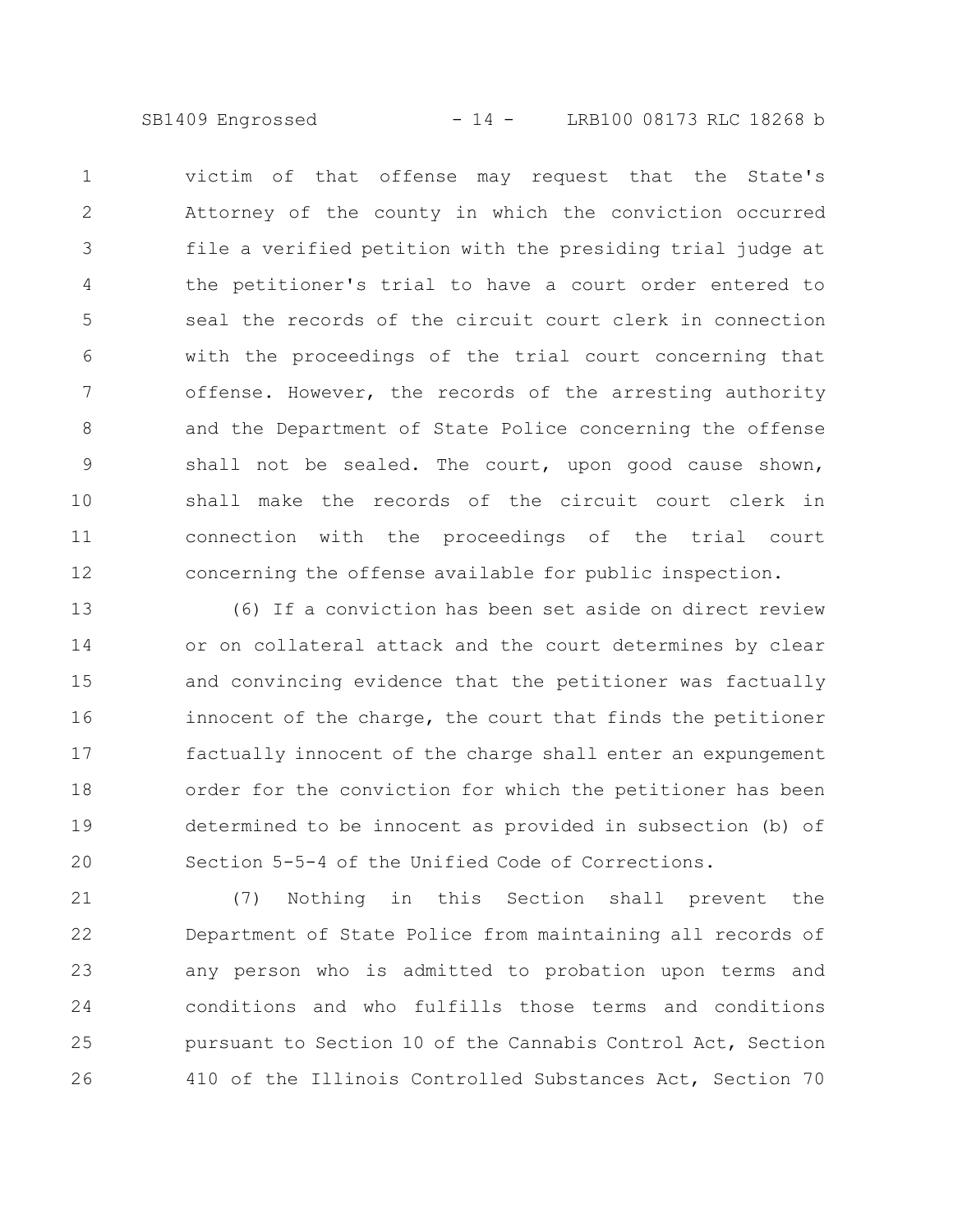victim of that offense may request that the State's Attorney of the county in which the conviction occurred file a verified petition with the presiding trial judge at the petitioner's trial to have a court order entered to seal the records of the circuit court clerk in connection with the proceedings of the trial court concerning that offense. However, the records of the arresting authority and the Department of State Police concerning the offense shall not be sealed. The court, upon good cause shown, shall make the records of the circuit court clerk in connection with the proceedings of the trial court concerning the offense available for public inspection.

(6) If a conviction has been set aside on direct review or on collateral attack and the court determines by clear and convincing evidence that the petitioner was factually innocent of the charge, the court that finds the petitioner factually innocent of the charge shall enter an expungement order for the conviction for which the petitioner has been determined to be innocent as provided in subsection (b) of Section 5-5-4 of the Unified Code of Corrections.

(7) Nothing in this Section shall prevent the Department of State Police from maintaining all records of any person who is admitted to probation upon terms and conditions and who fulfills those terms and conditions pursuant to Section 10 of the Cannabis Control Act, Section 410 of the Illinois Controlled Substances Act, Section 70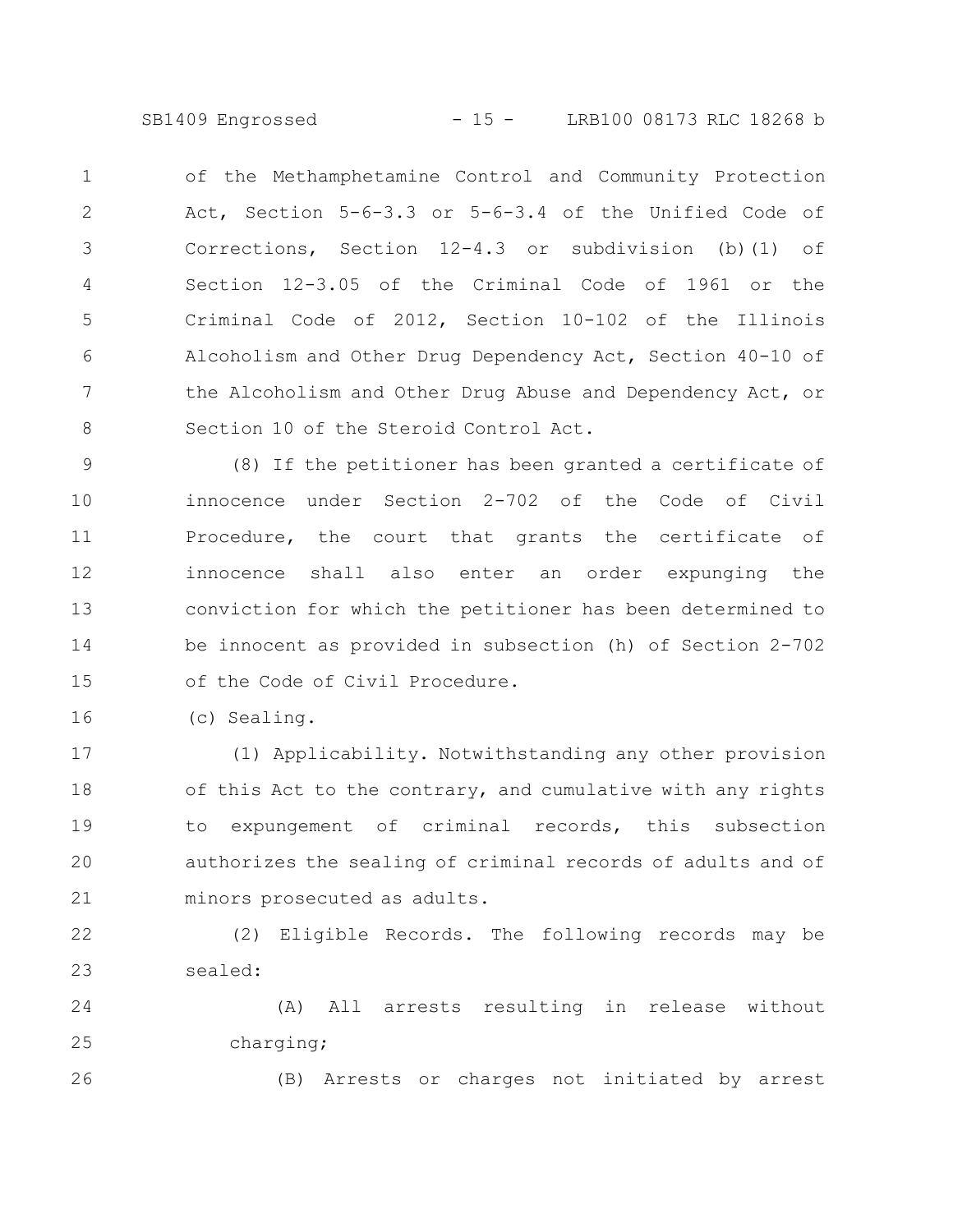of the Methamphetamine Control and Community Protection Act, Section 5-6-3.3 or 5-6-3.4 of the Unified Code of Corrections, Section 12-4.3 or subdivision (b)(1) of Section 12-3.05 of the Criminal Code of 1961 or the Criminal Code of 2012, Section 10-102 of the Illinois Alcoholism and Other Drug Dependency Act, Section 40-10 of the Alcoholism and Other Drug Abuse and Dependency Act, or Section 10 of the Steroid Control Act.

(8) If the petitioner has been granted a certificate of innocence under Section 2-702 of the Code of Civil Procedure, the court that grants the certificate of innocence shall also enter an order expunging the conviction for which the petitioner has been determined to be innocent as provided in subsection (h) of Section 2-702 of the Code of Civil Procedure.

(c) Sealing.

(1) Applicability. Notwithstanding any other provision of this Act to the contrary, and cumulative with any rights to expungement of criminal records, this subsection authorizes the sealing of criminal records of adults and of minors prosecuted as adults.

(2) Eligible Records. The following records may be sealed:

(A) All arrests resulting in release without charging;

(B) Arrests or charges not initiated by arrest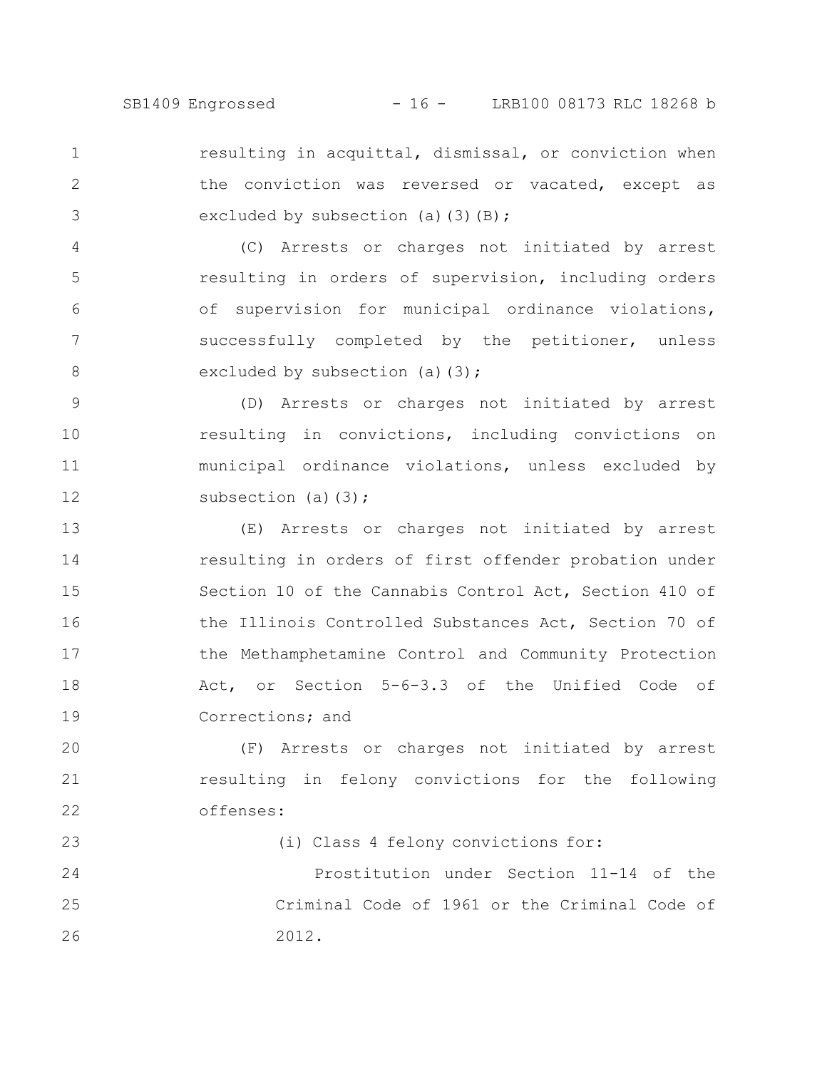resulting in acquittal, dismissal, or conviction when the conviction was reversed or vacated, except as excluded by subsection (a)(3)(B);

(C) Arrests or charges not initiated by arrest resulting in orders of supervision, including orders of supervision for municipal ordinance violations, successfully completed by the petitioner, unless excluded by subsection (a)(3);

(D) Arrests or charges not initiated by arrest resulting in convictions, including convictions on municipal ordinance violations, unless excluded by subsection (a)(3);

(E) Arrests or charges not initiated by arrest resulting in orders of first offender probation under Section 10 of the Cannabis Control Act, Section 410 of the Illinois Controlled Substances Act, Section 70 of the Methamphetamine Control and Community Protection Act, or Section 5-6-3.3 of the Unified Code of Corrections; and

(F) Arrests or charges not initiated by arrest resulting in felony convictions for the following offenses:

(i) Class 4 felony convictions for:

Prostitution under Section 11-14 of the Criminal Code of 1961 or the Criminal Code of 2012.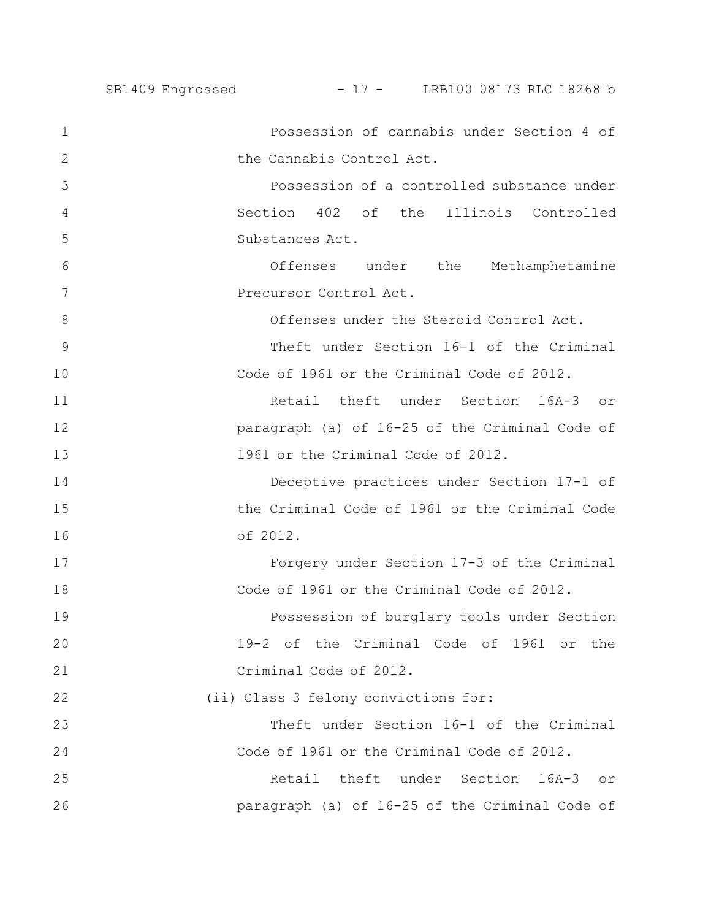Possession of cannabis under Section 4 of the Cannabis Control Act.

Possession of a controlled substance under Section 402 of the Illinois Controlled Substances Act.

Offenses under the Methamphetamine Precursor Control Act.

Offenses under the Steroid Control Act.

Theft under Section 16-1 of the Criminal Code of 1961 or the Criminal Code of 2012.

Retail theft under Section 16A-3 or paragraph (a) of 16-25 of the Criminal Code of 1961 or the Criminal Code of 2012.

Deceptive practices under Section 17-1 of the Criminal Code of 1961 or the Criminal Code of 2012.

Forgery under Section 17-3 of the Criminal Code of 1961 or the Criminal Code of 2012.

Possession of burglary tools under Section 19-2 of the Criminal Code of 1961 or the Criminal Code of 2012.

(ii) Class 3 felony convictions for:

Theft under Section 16-1 of the Criminal Code of 1961 or the Criminal Code of 2012.

Retail theft under Section 16A-3 or paragraph (a) of 16-25 of the Criminal Code of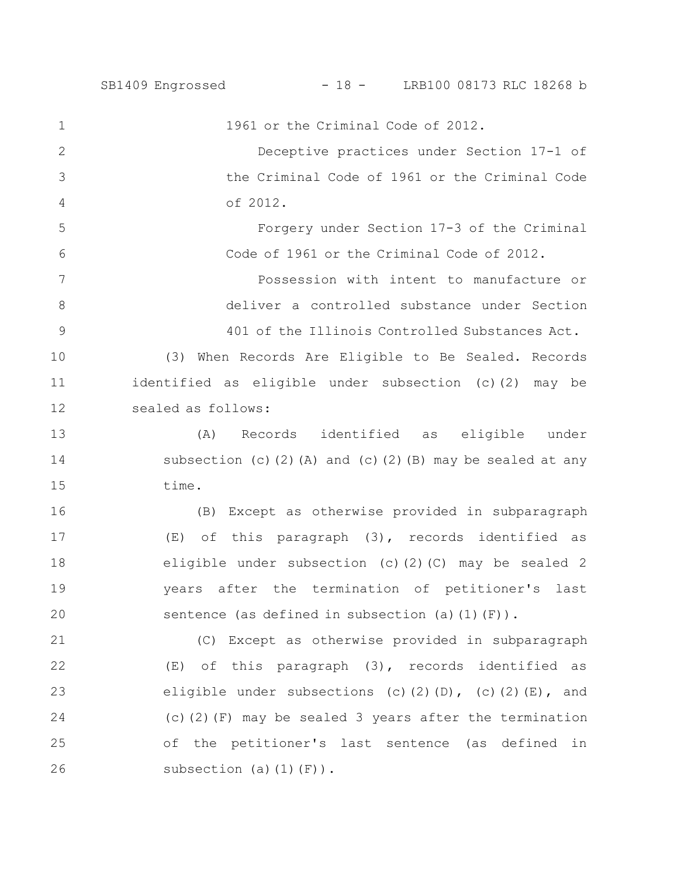1961 or the Criminal Code of 2012.

Deceptive practices under Section 17-1 of the Criminal Code of 1961 or the Criminal Code of 2012.

Forgery under Section 17-3 of the Criminal Code of 1961 or the Criminal Code of 2012.

Possession with intent to manufacture or deliver a controlled substance under Section 401 of the Illinois Controlled Substances Act.

(3) When Records Are Eligible to Be Sealed. Records identified as eligible under subsection (c)(2) may be sealed as follows:

(A) Records identified as eligible under subsection (c)(2)(A) and (c)(2)(B) may be sealed at any time.

(B) Except as otherwise provided in subparagraph (E) of this paragraph (3), records identified as eligible under subsection (c)(2)(C) may be sealed 2 years after the termination of petitioner's last sentence (as defined in subsection (a)(1)(F)).

(C) Except as otherwise provided in subparagraph (E) of this paragraph (3), records identified as eligible under subsections (c)(2)(D), (c)(2)(E), and (c)(2)(F) may be sealed 3 years after the termination of the petitioner's last sentence (as defined in subsection (a)(1)(F)).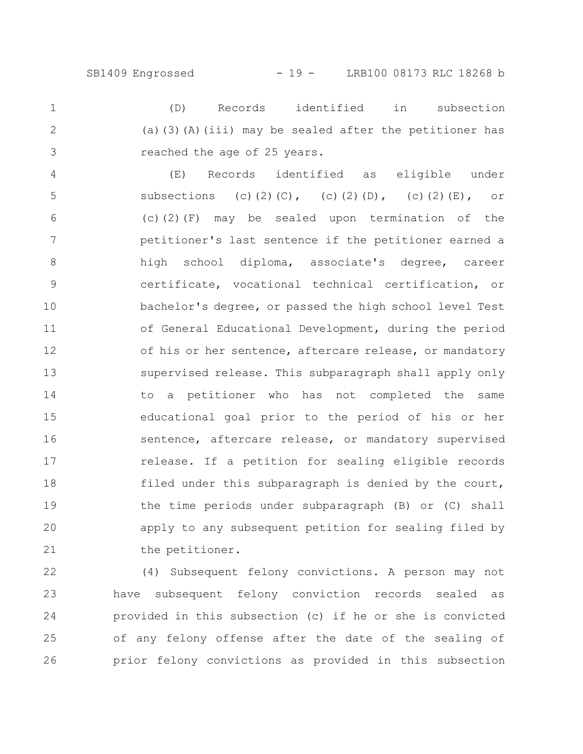(D) Records identified in subsection (a)(3)(A)(iii) may be sealed after the petitioner has reached the age of 25 years.

(E) Records identified as eligible under subsections (c)(2)(C), (c)(2)(D), (c)(2)(E), or (c)(2)(F) may be sealed upon termination of the petitioner's last sentence if the petitioner earned a high school diploma, associate's degree, career certificate, vocational technical certification, or bachelor's degree, or passed the high school level Test of General Educational Development, during the period of his or her sentence, aftercare release, or mandatory supervised release. This subparagraph shall apply only to a petitioner who has not completed the same educational goal prior to the period of his or her sentence, aftercare release, or mandatory supervised release. If a petition for sealing eligible records filed under this subparagraph is denied by the court, the time periods under subparagraph (B) or (C) shall apply to any subsequent petition for sealing filed by the petitioner.

(4) Subsequent felony convictions. A person may not have subsequent felony conviction records sealed as provided in this subsection (c) if he or she is convicted of any felony offense after the date of the sealing of prior felony convictions as provided in this subsection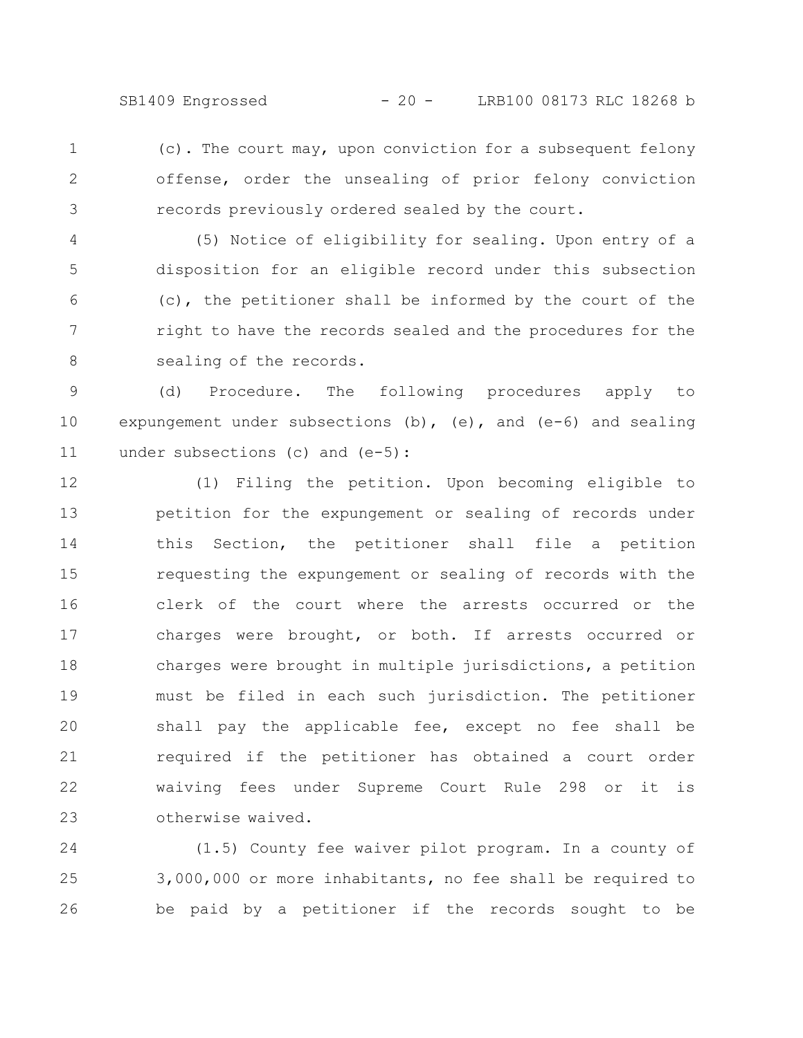(c). The court may, upon conviction for a subsequent felony offense, order the unsealing of prior felony conviction records previously ordered sealed by the court.

(5) Notice of eligibility for sealing. Upon entry of a disposition for an eligible record under this subsection (c), the petitioner shall be informed by the court of the right to have the records sealed and the procedures for the sealing of the records.

(d) Procedure. The following procedures apply to expungement under subsections (b), (e), and (e-6) and sealing under subsections (c) and (e-5):

(1) Filing the petition. Upon becoming eligible to petition for the expungement or sealing of records under this Section, the petitioner shall file a petition requesting the expungement or sealing of records with the clerk of the court where the arrests occurred or the charges were brought, or both. If arrests occurred or charges were brought in multiple jurisdictions, a petition must be filed in each such jurisdiction. The petitioner shall pay the applicable fee, except no fee shall be required if the petitioner has obtained a court order waiving fees under Supreme Court Rule 298 or it is otherwise waived.

(1.5) County fee waiver pilot program. In a county of 3,000,000 or more inhabitants, no fee shall be required to be paid by a petitioner if the records sought to be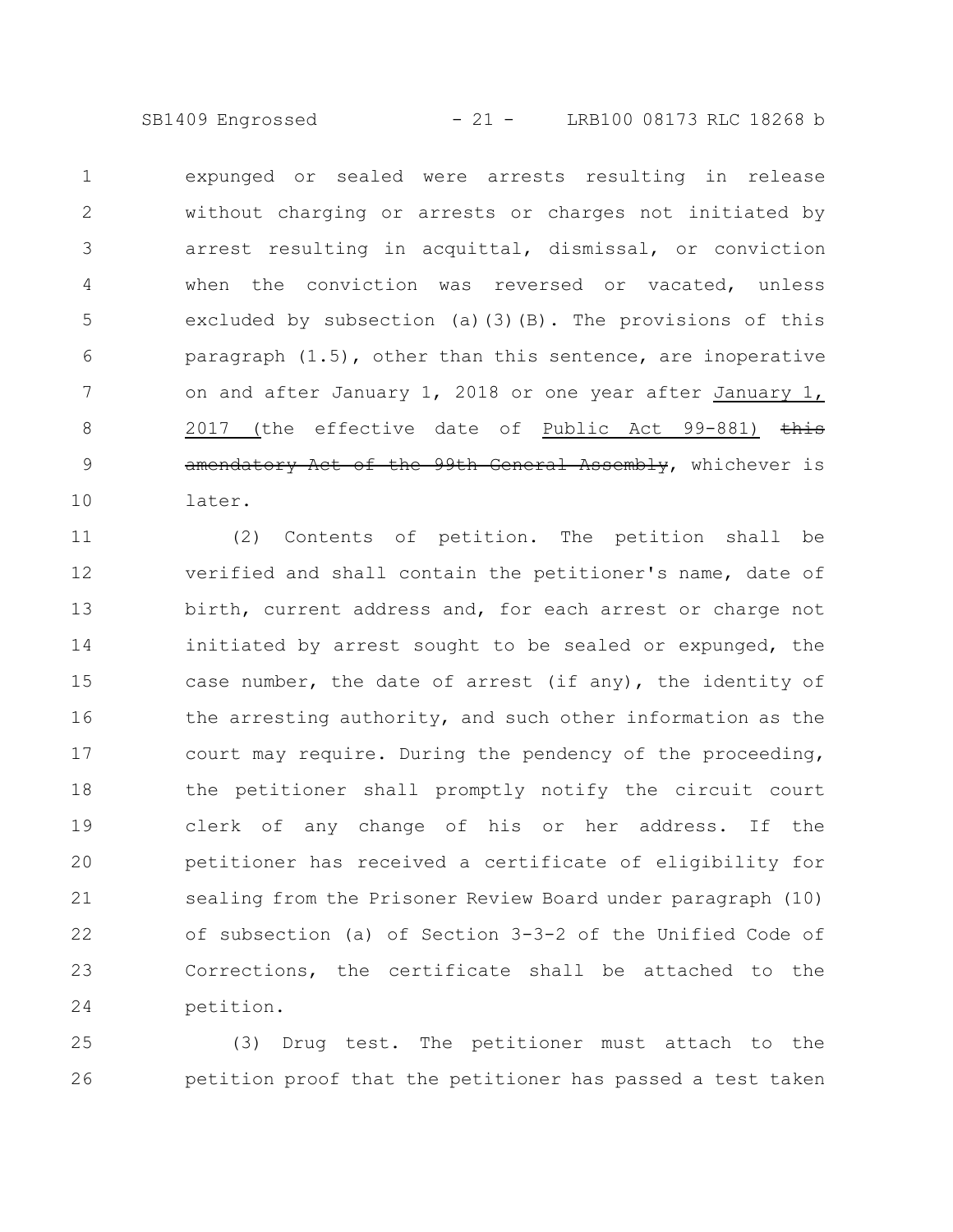expunged or sealed were arrests resulting in release without charging or arrests or charges not initiated by arrest resulting in acquittal, dismissal, or conviction when the conviction was reversed or vacated, unless excluded by subsection (a)(3)(B). The provisions of this paragraph (1.5), other than this sentence, are inoperative on and after January 1, 2018 or one year after January 1, 2017 (the effective date of Public Act 99-881) ~~this amendatory Act of the 99th General Assembly~~, whichever is later.

(2) Contents of petition. The petition shall be verified and shall contain the petitioner's name, date of birth, current address and, for each arrest or charge not initiated by arrest sought to be sealed or expunged, the case number, the date of arrest (if any), the identity of the arresting authority, and such other information as the court may require. During the pendency of the proceeding, the petitioner shall promptly notify the circuit court clerk of any change of his or her address. If the petitioner has received a certificate of eligibility for sealing from the Prisoner Review Board under paragraph (10) of subsection (a) of Section 3-3-2 of the Unified Code of Corrections, the certificate shall be attached to the petition.

(3) Drug test. The petitioner must attach to the petition proof that the petitioner has passed a test taken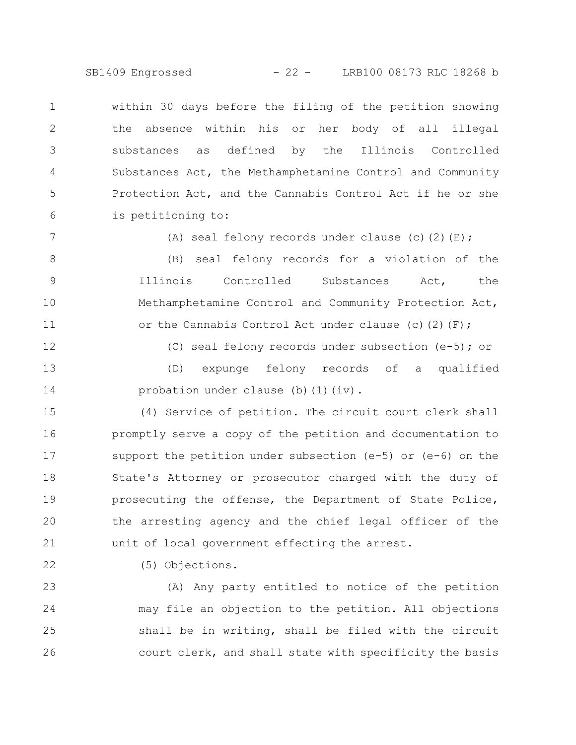within 30 days before the filing of the petition showing the absence within his or her body of all illegal substances as defined by the Illinois Controlled Substances Act, the Methamphetamine Control and Community Protection Act, and the Cannabis Control Act if he or she is petitioning to:

(A) seal felony records under clause (c)(2)(E);

(B) seal felony records for a violation of the Illinois Controlled Substances Act, the Methamphetamine Control and Community Protection Act, or the Cannabis Control Act under clause (c)(2)(F);

(C) seal felony records under subsection (e-5); or

(D) expunge felony records of a qualified probation under clause (b)(1)(iv).

(4) Service of petition. The circuit court clerk shall promptly serve a copy of the petition and documentation to support the petition under subsection (e-5) or (e-6) on the State's Attorney or prosecutor charged with the duty of prosecuting the offense, the Department of State Police, the arresting agency and the chief legal officer of the unit of local government effecting the arrest.

(5) Objections.

(A) Any party entitled to notice of the petition may file an objection to the petition. All objections shall be in writing, shall be filed with the circuit court clerk, and shall state with specificity the basis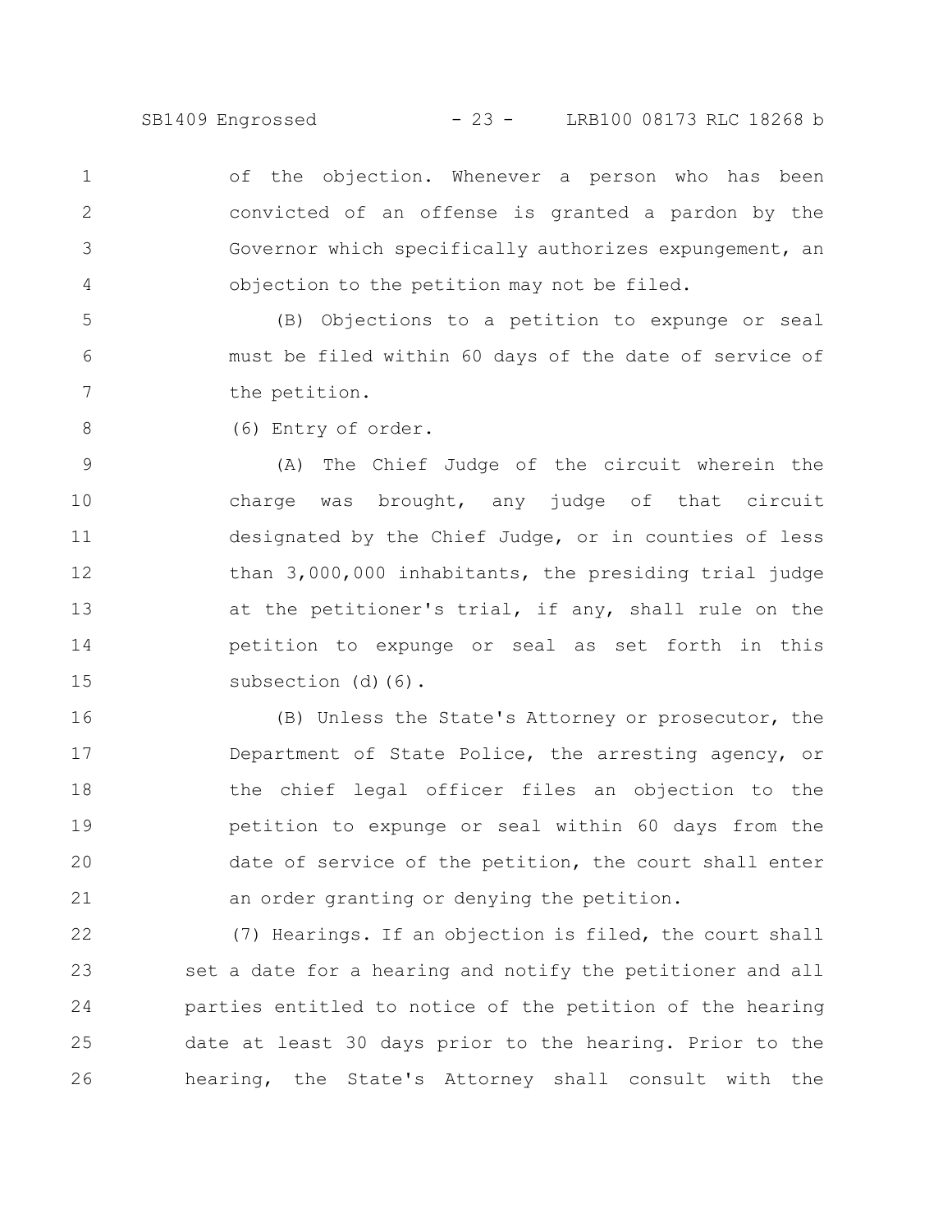of the objection. Whenever a person who has been convicted of an offense is granted a pardon by the Governor which specifically authorizes expungement, an objection to the petition may not be filed.

(B) Objections to a petition to expunge or seal must be filed within 60 days of the date of service of the petition.

(6) Entry of order.

(A) The Chief Judge of the circuit wherein the charge was brought, any judge of that circuit designated by the Chief Judge, or in counties of less than 3,000,000 inhabitants, the presiding trial judge at the petitioner's trial, if any, shall rule on the petition to expunge or seal as set forth in this subsection (d)(6).

(B) Unless the State's Attorney or prosecutor, the Department of State Police, the arresting agency, or the chief legal officer files an objection to the petition to expunge or seal within 60 days from the date of service of the petition, the court shall enter an order granting or denying the petition.

(7) Hearings. If an objection is filed, the court shall set a date for a hearing and notify the petitioner and all parties entitled to notice of the petition of the hearing date at least 30 days prior to the hearing. Prior to the hearing, the State's Attorney shall consult with the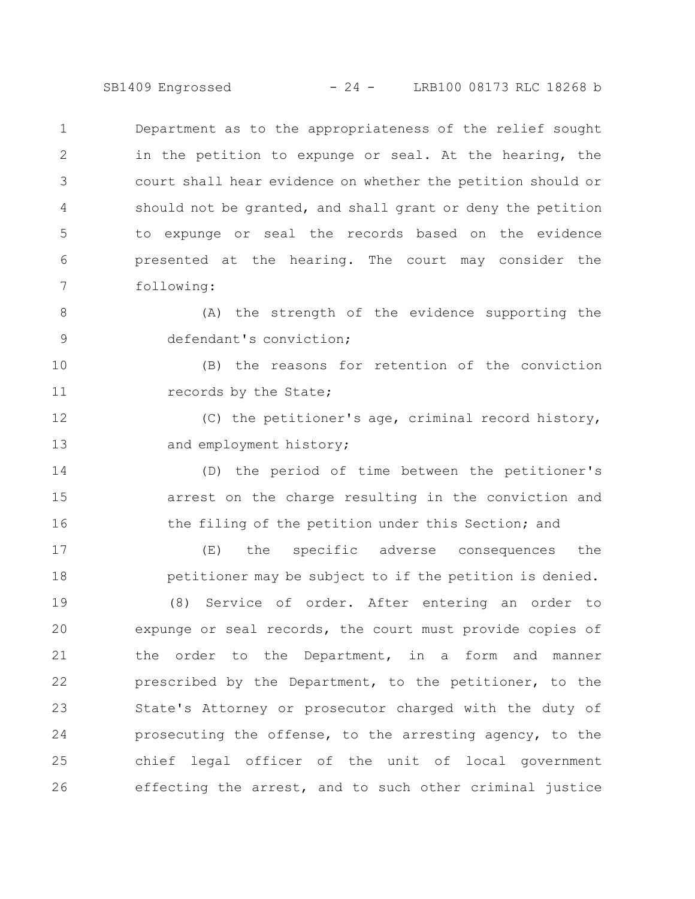Department as to the appropriateness of the relief sought in the petition to expunge or seal. At the hearing, the court shall hear evidence on whether the petition should or should not be granted, and shall grant or deny the petition to expunge or seal the records based on the evidence presented at the hearing. The court may consider the following:

(A) the strength of the evidence supporting the defendant's conviction;

(B) the reasons for retention of the conviction records by the State;

(C) the petitioner's age, criminal record history, and employment history;

(D) the period of time between the petitioner's arrest on the charge resulting in the conviction and the filing of the petition under this Section; and

(E) the specific adverse consequences the petitioner may be subject to if the petition is denied.

(8) Service of order. After entering an order to expunge or seal records, the court must provide copies of the order to the Department, in a form and manner prescribed by the Department, to the petitioner, to the State's Attorney or prosecutor charged with the duty of prosecuting the offense, to the arresting agency, to the chief legal officer of the unit of local government effecting the arrest, and to such other criminal justice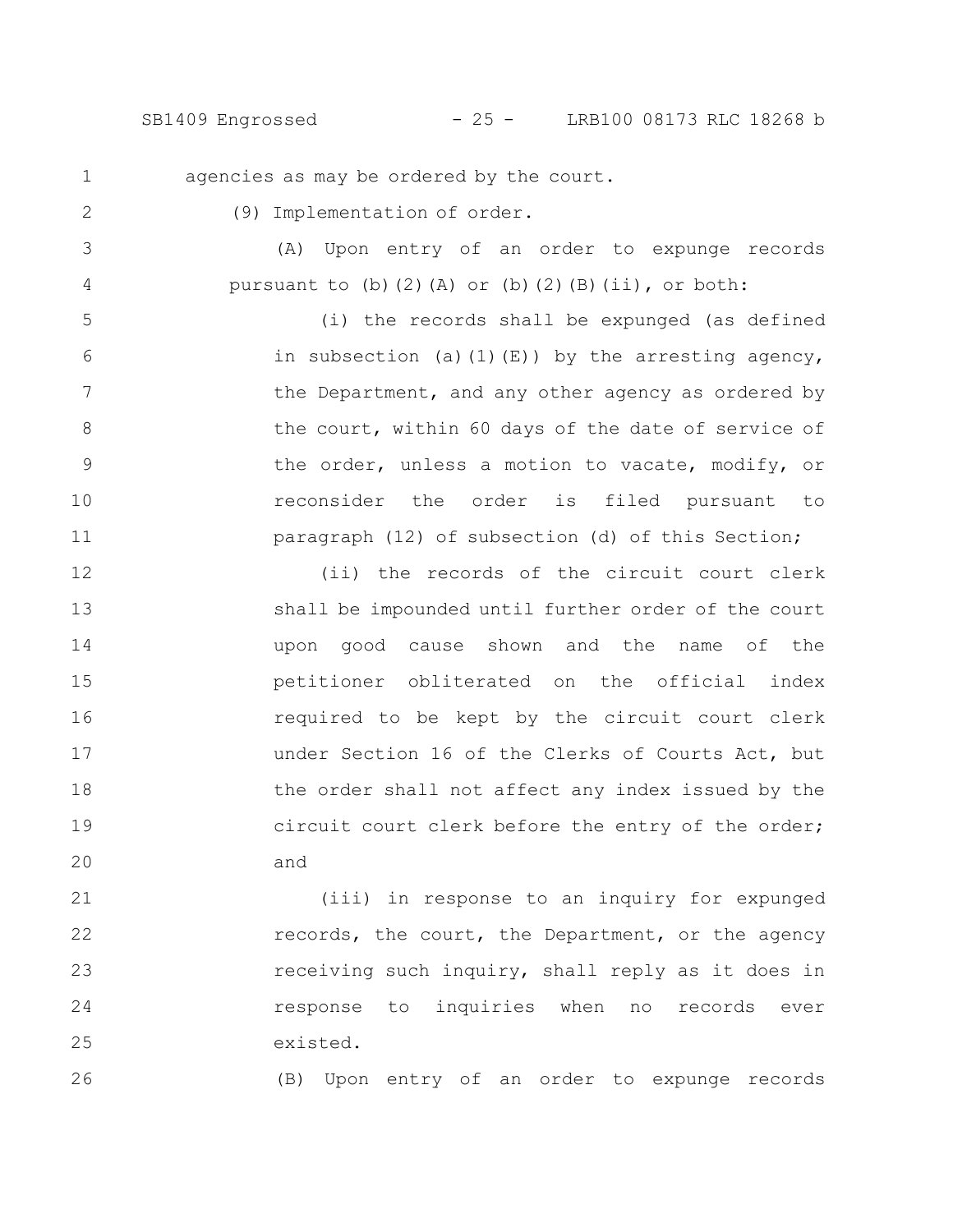agencies as may be ordered by the court.

(9) Implementation of order.

(A) Upon entry of an order to expunge records pursuant to (b)(2)(A) or (b)(2)(B)(ii), or both:

(i) the records shall be expunged (as defined in subsection (a)(1)(E)) by the arresting agency, the Department, and any other agency as ordered by the court, within 60 days of the date of service of the order, unless a motion to vacate, modify, or reconsider the order is filed pursuant to paragraph (12) of subsection (d) of this Section;

(ii) the records of the circuit court clerk shall be impounded until further order of the court upon good cause shown and the name of the petitioner obliterated on the official index required to be kept by the circuit court clerk under Section 16 of the Clerks of Courts Act, but the order shall not affect any index issued by the circuit court clerk before the entry of the order; and

(iii) in response to an inquiry for expunged records, the court, the Department, or the agency receiving such inquiry, shall reply as it does in response to inquiries when no records ever existed.

(B) Upon entry of an order to expunge records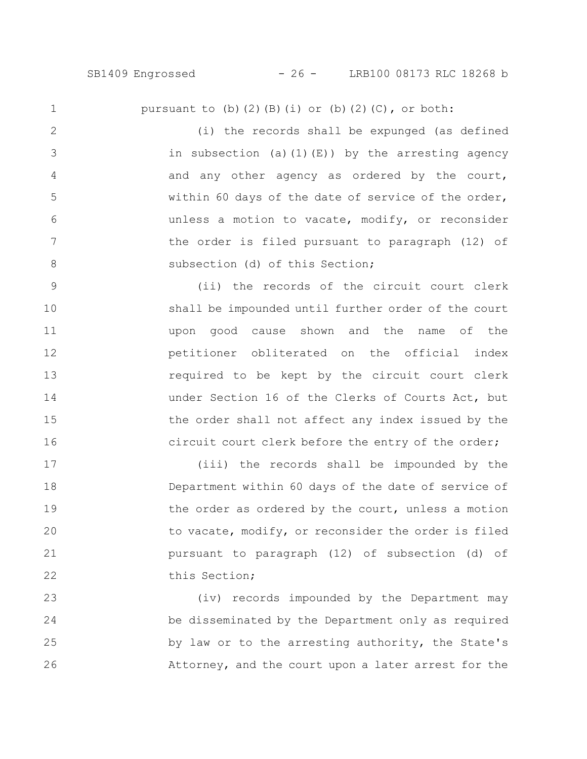pursuant to (b)(2)(B)(i) or (b)(2)(C), or both:

(i) the records shall be expunged (as defined in subsection (a)(1)(E)) by the arresting agency and any other agency as ordered by the court, within 60 days of the date of service of the order, unless a motion to vacate, modify, or reconsider the order is filed pursuant to paragraph (12) of subsection (d) of this Section;

(ii) the records of the circuit court clerk shall be impounded until further order of the court upon good cause shown and the name of the petitioner obliterated on the official index required to be kept by the circuit court clerk under Section 16 of the Clerks of Courts Act, but the order shall not affect any index issued by the circuit court clerk before the entry of the order;

(iii) the records shall be impounded by the Department within 60 days of the date of service of the order as ordered by the court, unless a motion to vacate, modify, or reconsider the order is filed pursuant to paragraph (12) of subsection (d) of this Section;

(iv) records impounded by the Department may be disseminated by the Department only as required by law or to the arresting authority, the State's Attorney, and the court upon a later arrest for the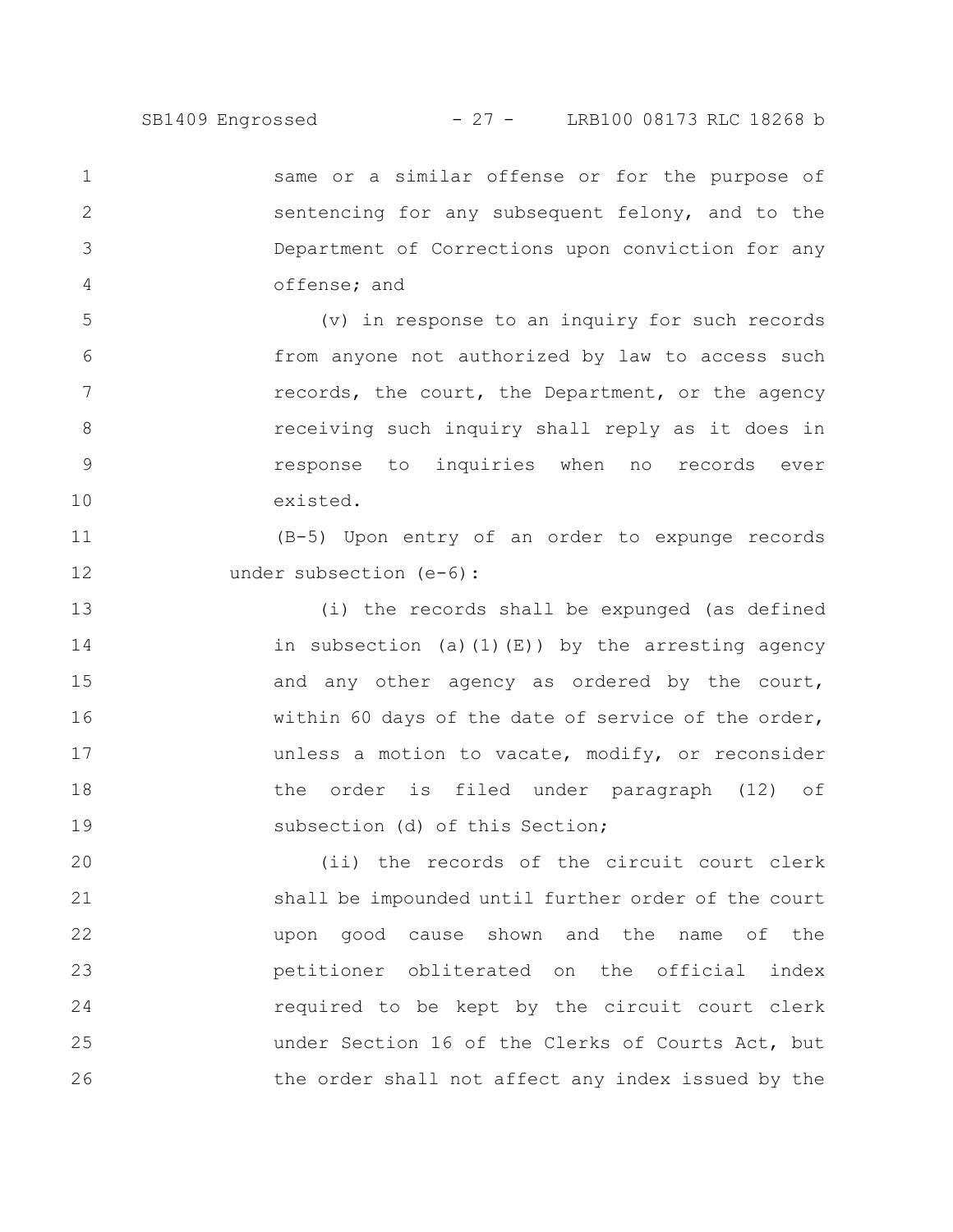same or a similar offense or for the purpose of sentencing for any subsequent felony, and to the Department of Corrections upon conviction for any offense; and

(v) in response to an inquiry for such records from anyone not authorized by law to access such records, the court, the Department, or the agency receiving such inquiry shall reply as it does in response to inquiries when no records ever existed.

(B-5) Upon entry of an order to expunge records under subsection (e-6):

(i) the records shall be expunged (as defined in subsection (a)(1)(E)) by the arresting agency and any other agency as ordered by the court, within 60 days of the date of service of the order, unless a motion to vacate, modify, or reconsider the order is filed under paragraph (12) of subsection (d) of this Section;

(ii) the records of the circuit court clerk shall be impounded until further order of the court upon good cause shown and the name of the petitioner obliterated on the official index required to be kept by the circuit court clerk under Section 16 of the Clerks of Courts Act, but the order shall not affect any index issued by the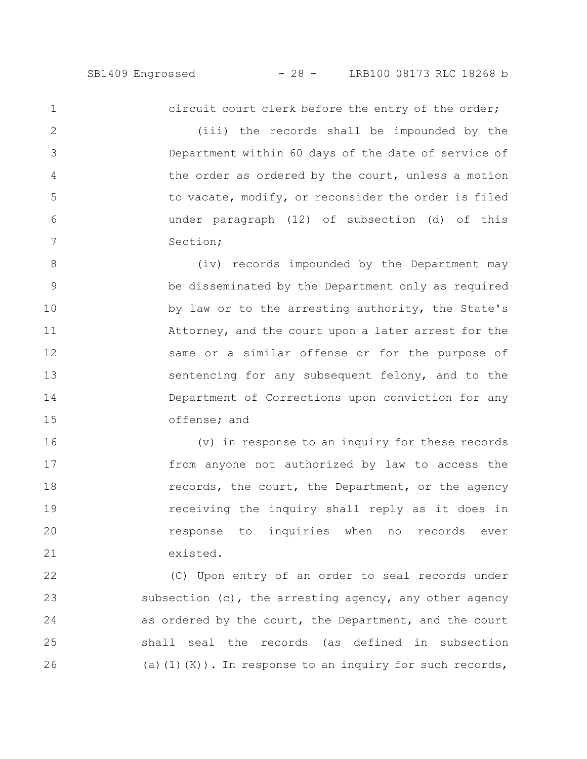circuit court clerk before the entry of the order;

(iii) the records shall be impounded by the Department within 60 days of the date of service of the order as ordered by the court, unless a motion to vacate, modify, or reconsider the order is filed under paragraph (12) of subsection (d) of this Section;

(iv) records impounded by the Department may be disseminated by the Department only as required by law or to the arresting authority, the State's Attorney, and the court upon a later arrest for the same or a similar offense or for the purpose of sentencing for any subsequent felony, and to the Department of Corrections upon conviction for any offense; and

(v) in response to an inquiry for these records from anyone not authorized by law to access the records, the court, the Department, or the agency receiving the inquiry shall reply as it does in response to inquiries when no records ever existed.

(C) Upon entry of an order to seal records under subsection (c), the arresting agency, any other agency as ordered by the court, the Department, and the court shall seal the records (as defined in subsection (a)(1)(K)). In response to an inquiry for such records,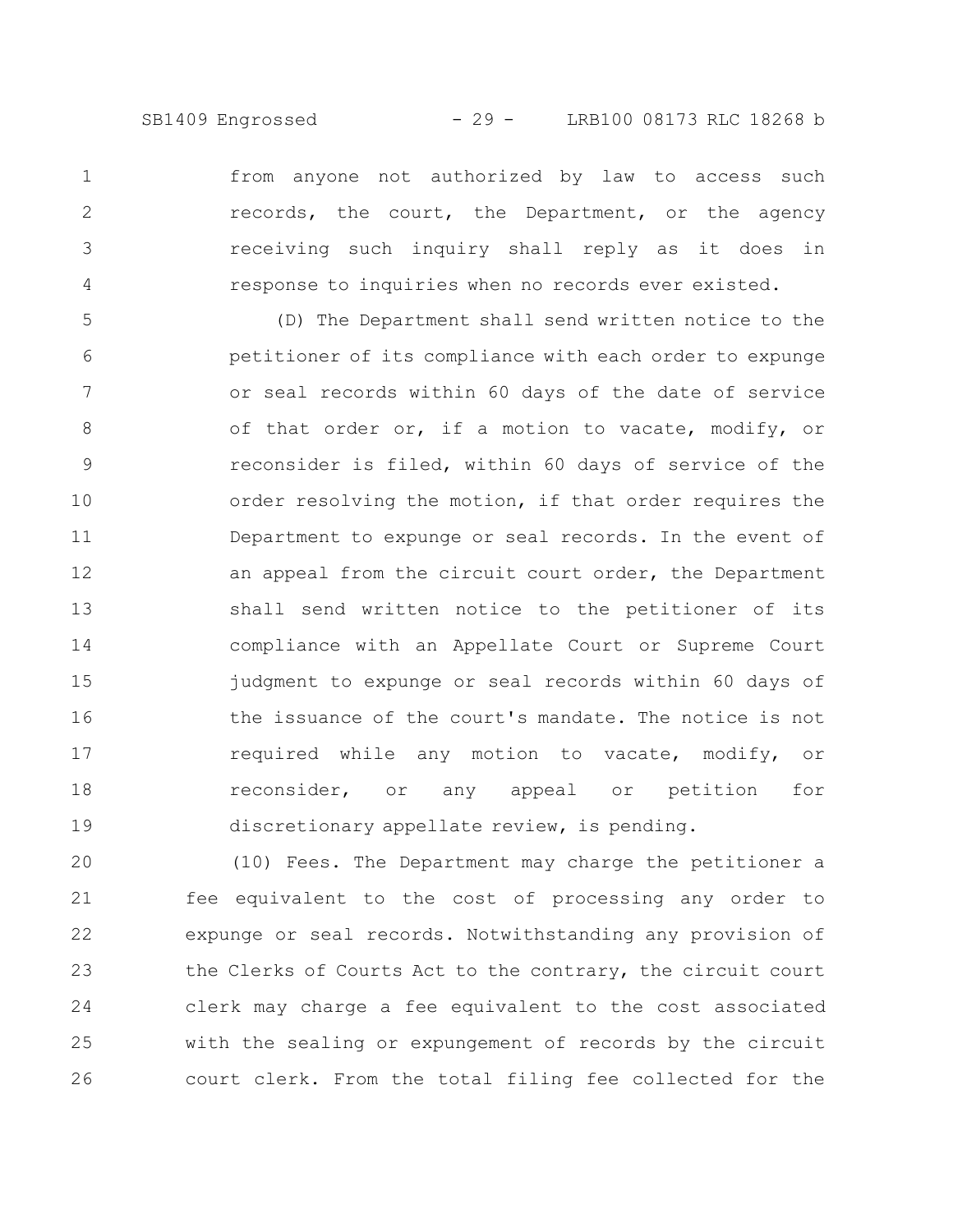from anyone not authorized by law to access such records, the court, the Department, or the agency receiving such inquiry shall reply as it does in response to inquiries when no records ever existed.

(D) The Department shall send written notice to the petitioner of its compliance with each order to expunge or seal records within 60 days of the date of service of that order or, if a motion to vacate, modify, or reconsider is filed, within 60 days of service of the order resolving the motion, if that order requires the Department to expunge or seal records. In the event of an appeal from the circuit court order, the Department shall send written notice to the petitioner of its compliance with an Appellate Court or Supreme Court judgment to expunge or seal records within 60 days of the issuance of the court's mandate. The notice is not required while any motion to vacate, modify, or reconsider, or any appeal or petition for discretionary appellate review, is pending.

(10) Fees. The Department may charge the petitioner a fee equivalent to the cost of processing any order to expunge or seal records. Notwithstanding any provision of the Clerks of Courts Act to the contrary, the circuit court clerk may charge a fee equivalent to the cost associated with the sealing or expungement of records by the circuit court clerk. From the total filing fee collected for the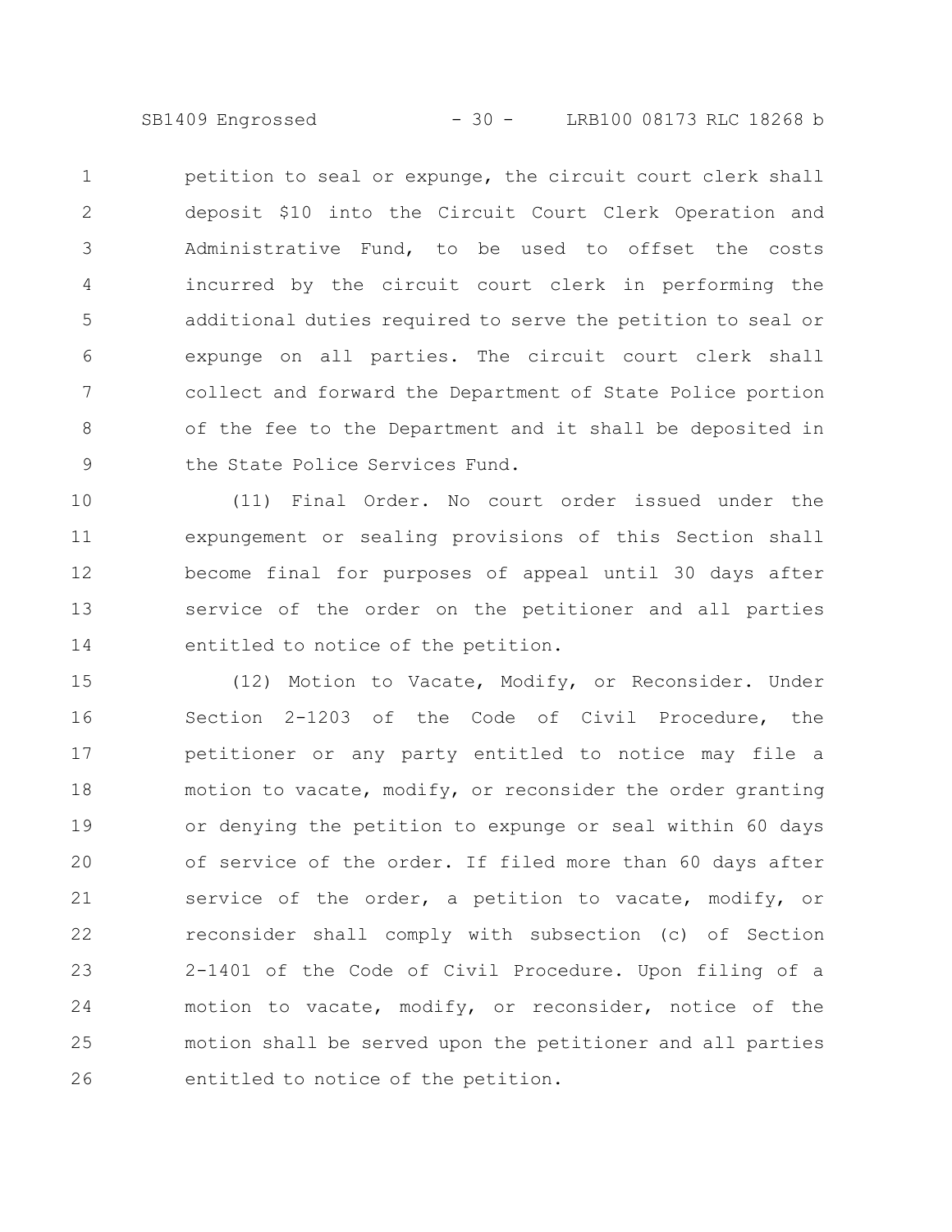petition to seal or expunge, the circuit court clerk shall deposit $10 into the Circuit Court Clerk Operation and Administrative Fund, to be used to offset the costs incurred by the circuit court clerk in performing the additional duties required to serve the petition to seal or expunge on all parties. The circuit court clerk shall collect and forward the Department of State Police portion of the fee to the Department and it shall be deposited in the State Police Services Fund.

(11) Final Order. No court order issued under the expungement or sealing provisions of this Section shall become final for purposes of appeal until 30 days after service of the order on the petitioner and all parties entitled to notice of the petition.

(12) Motion to Vacate, Modify, or Reconsider. Under Section 2-1203 of the Code of Civil Procedure, the petitioner or any party entitled to notice may file a motion to vacate, modify, or reconsider the order granting or denying the petition to expunge or seal within 60 days of service of the order. If filed more than 60 days after service of the order, a petition to vacate, modify, or reconsider shall comply with subsection (c) of Section 2-1401 of the Code of Civil Procedure. Upon filing of a motion to vacate, modify, or reconsider, notice of the motion shall be served upon the petitioner and all parties entitled to notice of the petition.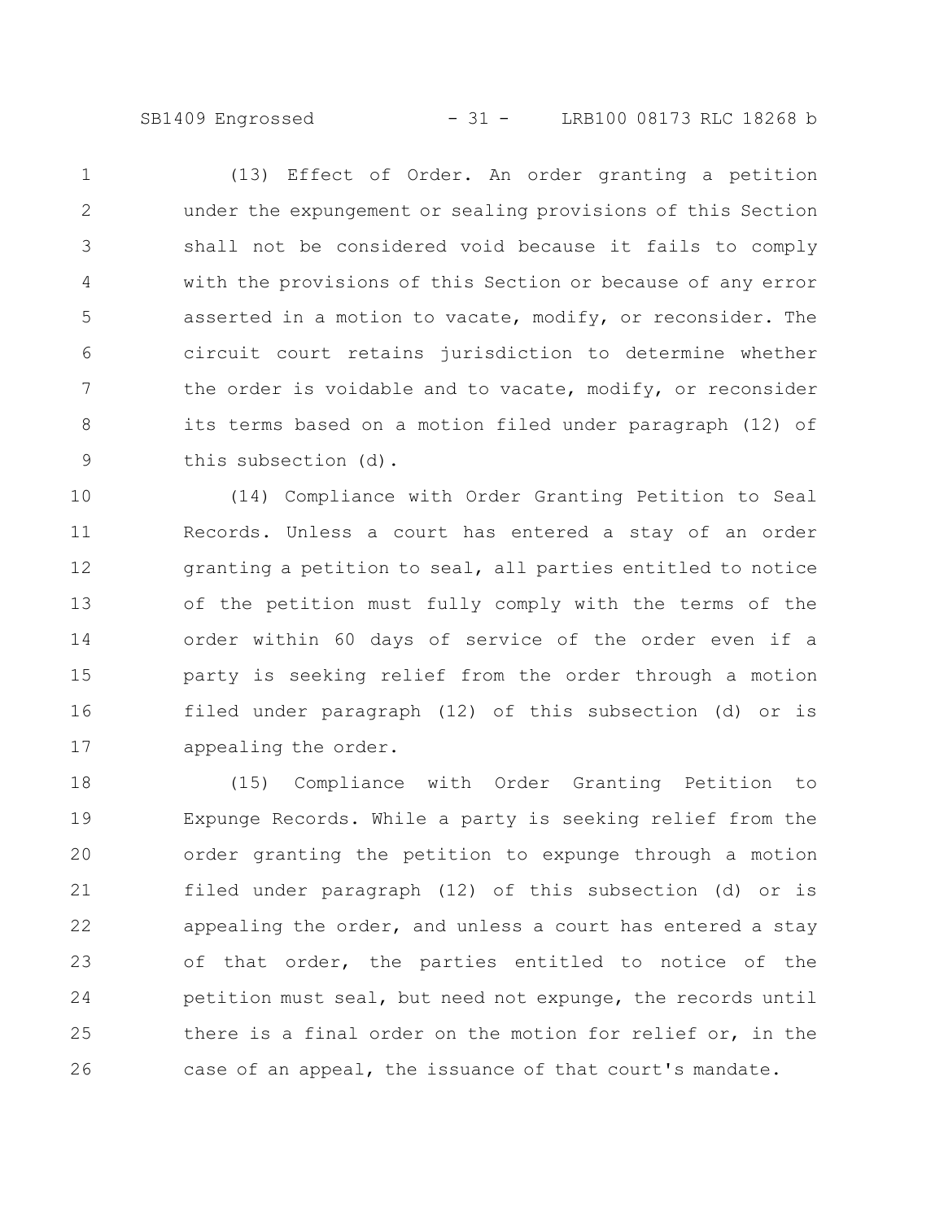(13) Effect of Order. An order granting a petition under the expungement or sealing provisions of this Section shall not be considered void because it fails to comply with the provisions of this Section or because of any error asserted in a motion to vacate, modify, or reconsider. The circuit court retains jurisdiction to determine whether the order is voidable and to vacate, modify, or reconsider its terms based on a motion filed under paragraph (12) of this subsection (d).

(14) Compliance with Order Granting Petition to Seal Records. Unless a court has entered a stay of an order granting a petition to seal, all parties entitled to notice of the petition must fully comply with the terms of the order within 60 days of service of the order even if a party is seeking relief from the order through a motion filed under paragraph (12) of this subsection (d) or is appealing the order.

(15) Compliance with Order Granting Petition to Expunge Records. While a party is seeking relief from the order granting the petition to expunge through a motion filed under paragraph (12) of this subsection (d) or is appealing the order, and unless a court has entered a stay of that order, the parties entitled to notice of the petition must seal, but need not expunge, the records until there is a final order on the motion for relief or, in the case of an appeal, the issuance of that court's mandate.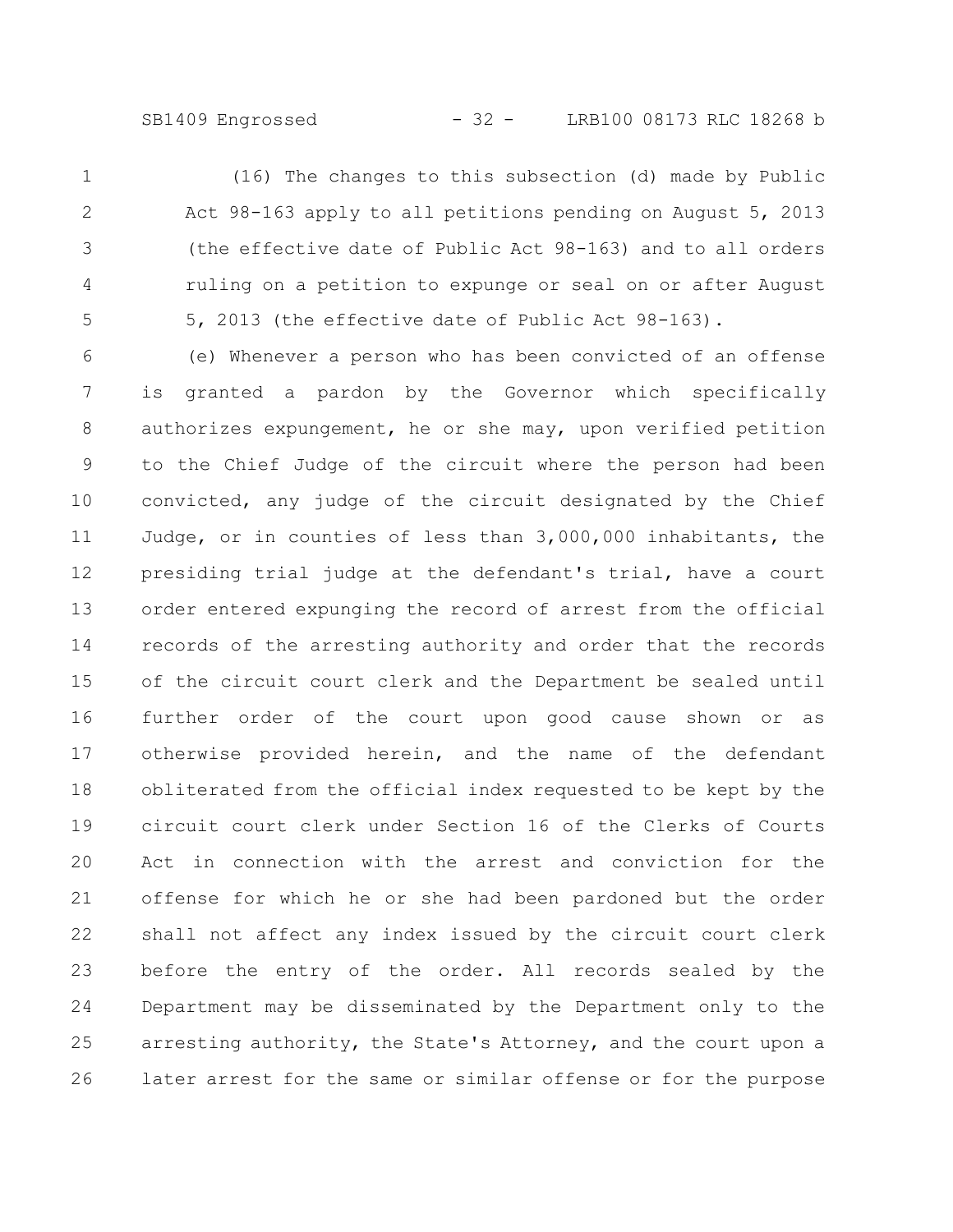(16) The changes to this subsection (d) made by Public Act 98-163 apply to all petitions pending on August 5, 2013 (the effective date of Public Act 98-163) and to all orders ruling on a petition to expunge or seal on or after August 5, 2013 (the effective date of Public Act 98-163).

(e) Whenever a person who has been convicted of an offense is granted a pardon by the Governor which specifically authorizes expungement, he or she may, upon verified petition to the Chief Judge of the circuit where the person had been convicted, any judge of the circuit designated by the Chief Judge, or in counties of less than 3,000,000 inhabitants, the presiding trial judge at the defendant's trial, have a court order entered expunging the record of arrest from the official records of the arresting authority and order that the records of the circuit court clerk and the Department be sealed until further order of the court upon good cause shown or as otherwise provided herein, and the name of the defendant obliterated from the official index requested to be kept by the circuit court clerk under Section 16 of the Clerks of Courts Act in connection with the arrest and conviction for the offense for which he or she had been pardoned but the order shall not affect any index issued by the circuit court clerk before the entry of the order. All records sealed by the Department may be disseminated by the Department only to the arresting authority, the State's Attorney, and the court upon a later arrest for the same or similar offense or for the purpose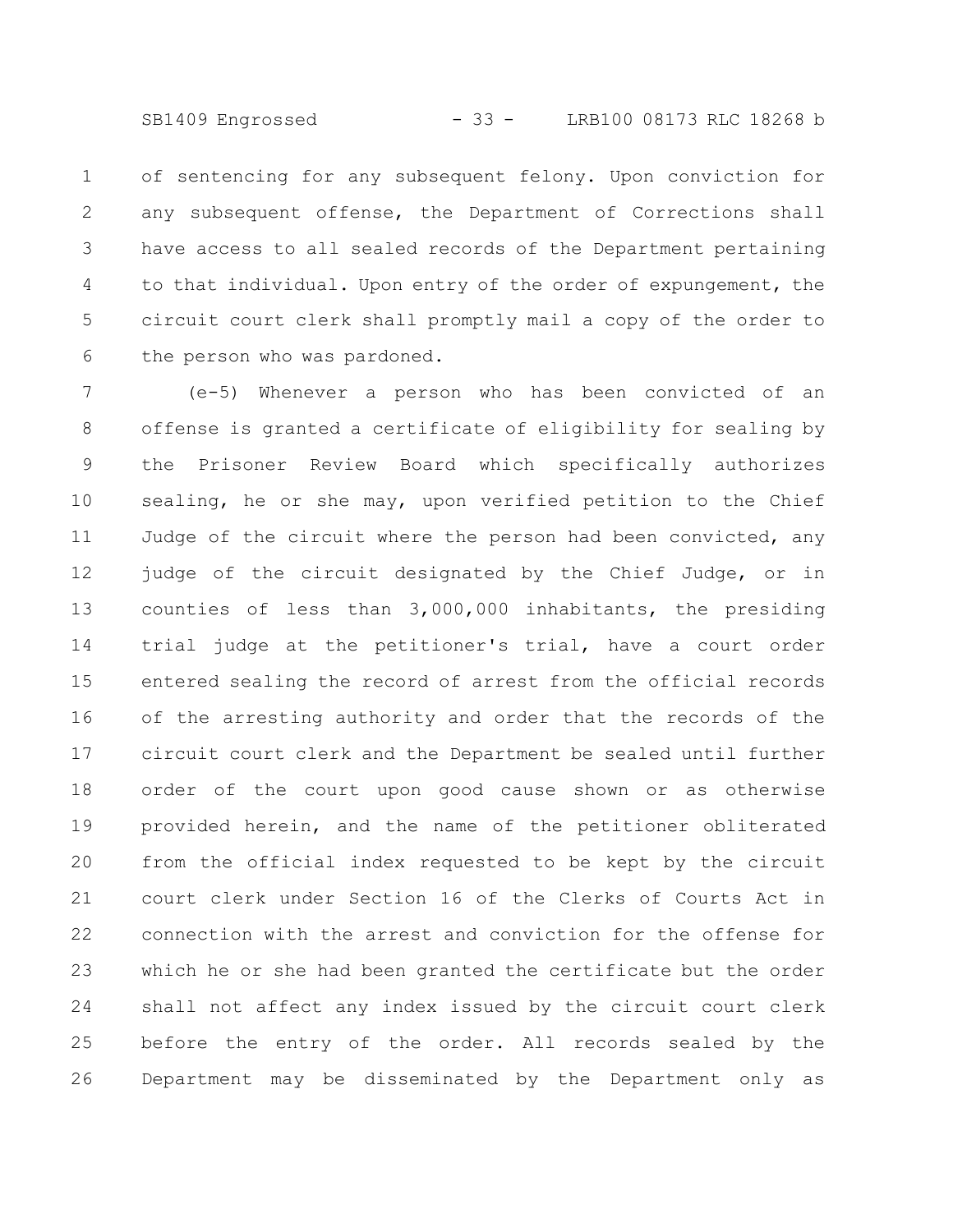of sentencing for any subsequent felony. Upon conviction for any subsequent offense, the Department of Corrections shall have access to all sealed records of the Department pertaining to that individual. Upon entry of the order of expungement, the circuit court clerk shall promptly mail a copy of the order to the person who was pardoned.

(e-5) Whenever a person who has been convicted of an offense is granted a certificate of eligibility for sealing by the Prisoner Review Board which specifically authorizes sealing, he or she may, upon verified petition to the Chief Judge of the circuit where the person had been convicted, any judge of the circuit designated by the Chief Judge, or in counties of less than 3,000,000 inhabitants, the presiding trial judge at the petitioner's trial, have a court order entered sealing the record of arrest from the official records of the arresting authority and order that the records of the circuit court clerk and the Department be sealed until further order of the court upon good cause shown or as otherwise provided herein, and the name of the petitioner obliterated from the official index requested to be kept by the circuit court clerk under Section 16 of the Clerks of Courts Act in connection with the arrest and conviction for the offense for which he or she had been granted the certificate but the order shall not affect any index issued by the circuit court clerk before the entry of the order. All records sealed by the Department may be disseminated by the Department only as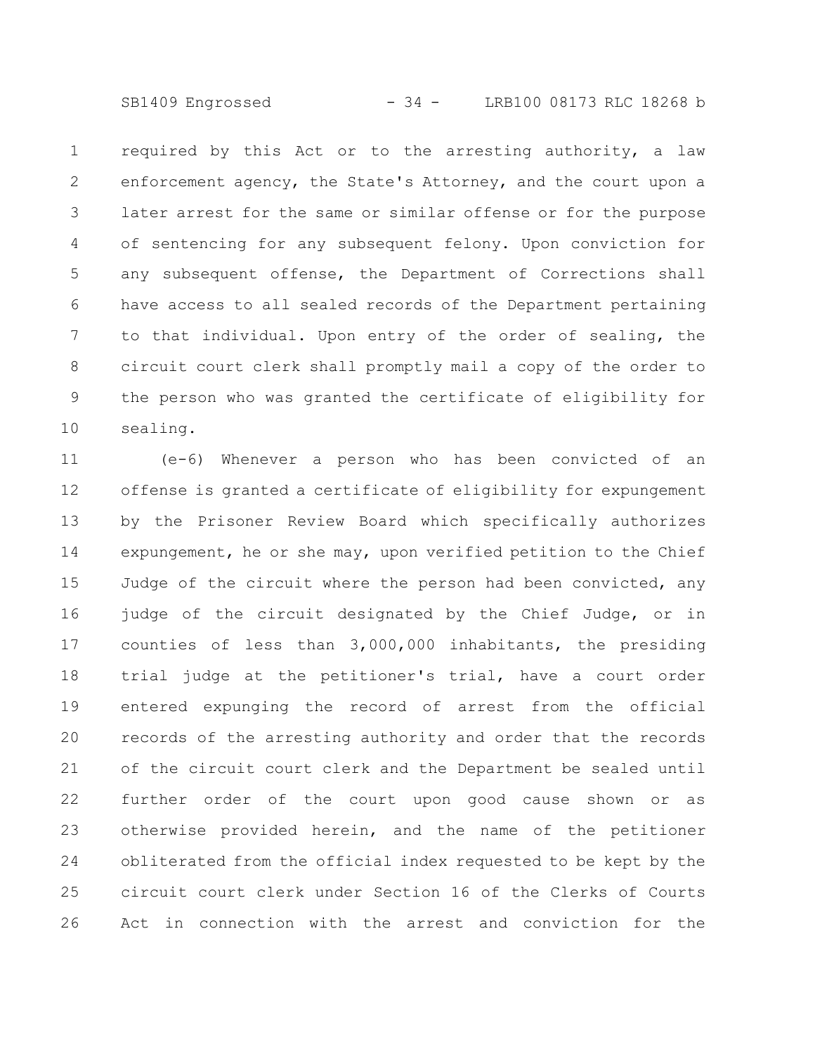required by this Act or to the arresting authority, a law enforcement agency, the State's Attorney, and the court upon a later arrest for the same or similar offense or for the purpose of sentencing for any subsequent felony. Upon conviction for any subsequent offense, the Department of Corrections shall have access to all sealed records of the Department pertaining to that individual. Upon entry of the order of sealing, the circuit court clerk shall promptly mail a copy of the order to the person who was granted the certificate of eligibility for sealing.

(e-6) Whenever a person who has been convicted of an offense is granted a certificate of eligibility for expungement by the Prisoner Review Board which specifically authorizes expungement, he or she may, upon verified petition to the Chief Judge of the circuit where the person had been convicted, any judge of the circuit designated by the Chief Judge, or in counties of less than 3,000,000 inhabitants, the presiding trial judge at the petitioner's trial, have a court order entered expunging the record of arrest from the official records of the arresting authority and order that the records of the circuit court clerk and the Department be sealed until further order of the court upon good cause shown or as otherwise provided herein, and the name of the petitioner obliterated from the official index requested to be kept by the circuit court clerk under Section 16 of the Clerks of Courts Act in connection with the arrest and conviction for the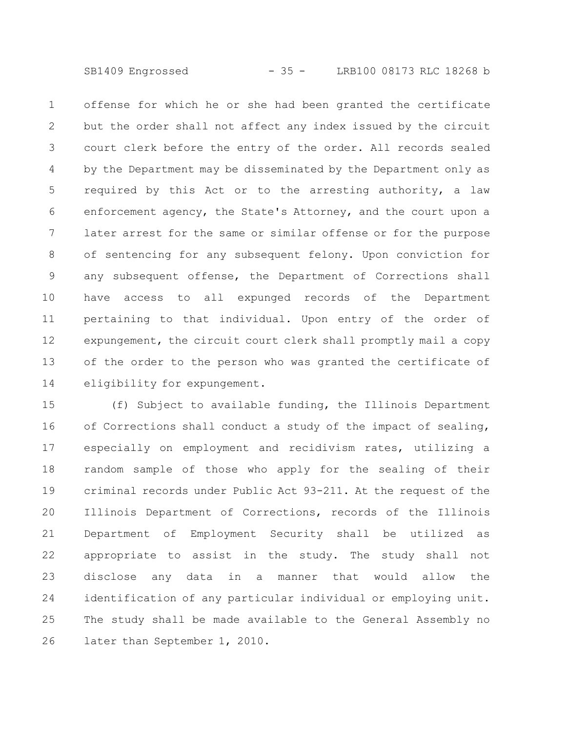offense for which he or she had been granted the certificate but the order shall not affect any index issued by the circuit court clerk before the entry of the order. All records sealed by the Department may be disseminated by the Department only as required by this Act or to the arresting authority, a law enforcement agency, the State's Attorney, and the court upon a later arrest for the same or similar offense or for the purpose of sentencing for any subsequent felony. Upon conviction for any subsequent offense, the Department of Corrections shall have access to all expunged records of the Department pertaining to that individual. Upon entry of the order of expungement, the circuit court clerk shall promptly mail a copy of the order to the person who was granted the certificate of eligibility for expungement.

(f) Subject to available funding, the Illinois Department of Corrections shall conduct a study of the impact of sealing, especially on employment and recidivism rates, utilizing a random sample of those who apply for the sealing of their criminal records under Public Act 93-211. At the request of the Illinois Department of Corrections, records of the Illinois Department of Employment Security shall be utilized as appropriate to assist in the study. The study shall not disclose any data in a manner that would allow the identification of any particular individual or employing unit. The study shall be made available to the General Assembly no later than September 1, 2010.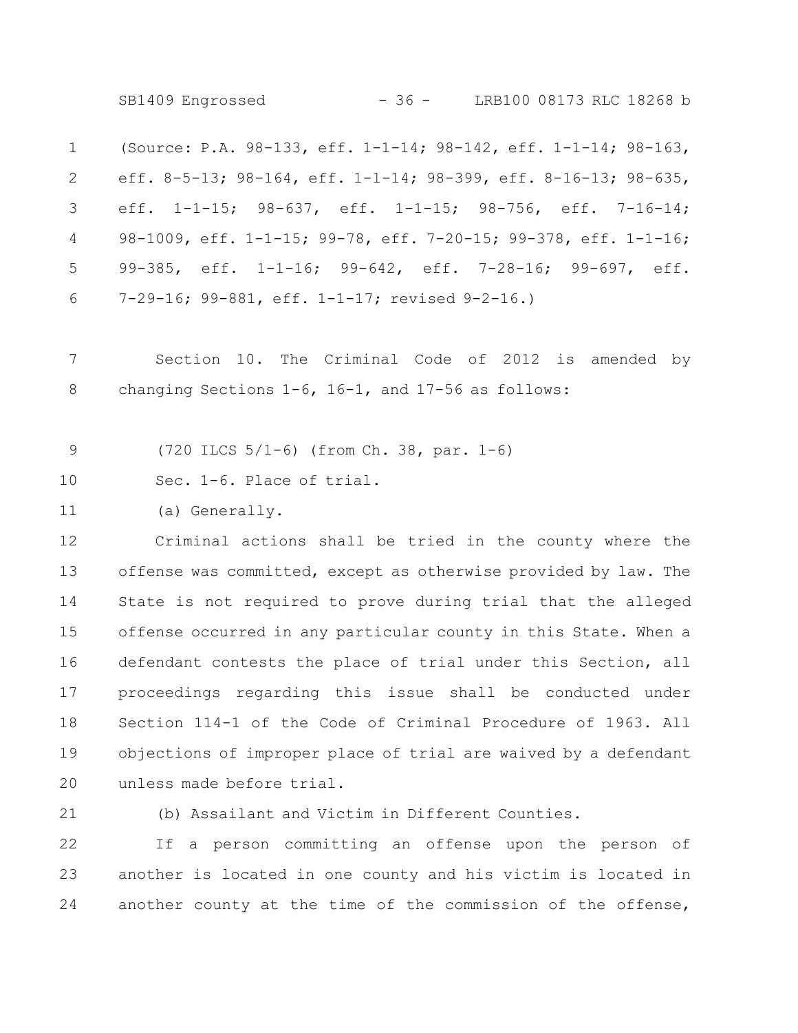(Source: P.A. 98-133, eff. 1-1-14; 98-142, eff. 1-1-14; 98-163, eff. 8-5-13; 98-164, eff. 1-1-14; 98-399, eff. 8-16-13; 98-635, eff. 1-1-15; 98-637, eff. 1-1-15; 98-756, eff. 7-16-14; 98-1009, eff. 1-1-15; 99-78, eff. 7-20-15; 99-378, eff. 1-1-16; 99-385, eff. 1-1-16; 99-642, eff. 7-28-16; 99-697, eff. 7-29-16; 99-881, eff. 1-1-17; revised 9-2-16.)

Section 10. The Criminal Code of 2012 is amended by changing Sections 1-6, 16-1, and 17-56 as follows:

(720 ILCS 5/1-6) (from Ch. 38, par. 1-6)

Sec. 1-6. Place of trial.

(a) Generally.

Criminal actions shall be tried in the county where the offense was committed, except as otherwise provided by law. The State is not required to prove during trial that the alleged offense occurred in any particular county in this State. When a defendant contests the place of trial under this Section, all proceedings regarding this issue shall be conducted under Section 114-1 of the Code of Criminal Procedure of 1963. All objections of improper place of trial are waived by a defendant unless made before trial.

(b) Assailant and Victim in Different Counties.

If a person committing an offense upon the person of another is located in one county and his victim is located in another county at the time of the commission of the offense,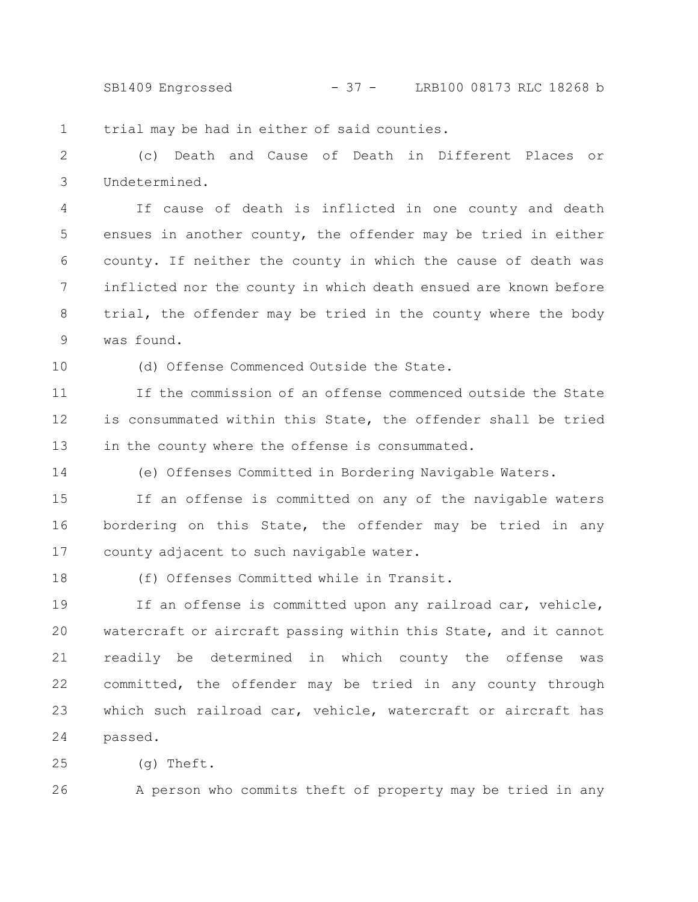trial may be had in either of said counties.

(c) Death and Cause of Death in Different Places or Undetermined.

If cause of death is inflicted in one county and death ensues in another county, the offender may be tried in either county. If neither the county in which the cause of death was inflicted nor the county in which death ensued are known before trial, the offender may be tried in the county where the body was found.

(d) Offense Commenced Outside the State.

If the commission of an offense commenced outside the State is consummated within this State, the offender shall be tried in the county where the offense is consummated.

(e) Offenses Committed in Bordering Navigable Waters.

If an offense is committed on any of the navigable waters bordering on this State, the offender may be tried in any county adjacent to such navigable water.

(f) Offenses Committed while in Transit.

If an offense is committed upon any railroad car, vehicle, watercraft or aircraft passing within this State, and it cannot readily be determined in which county the offense was committed, the offender may be tried in any county through which such railroad car, vehicle, watercraft or aircraft has passed.

(g) Theft.

A person who commits theft of property may be tried in any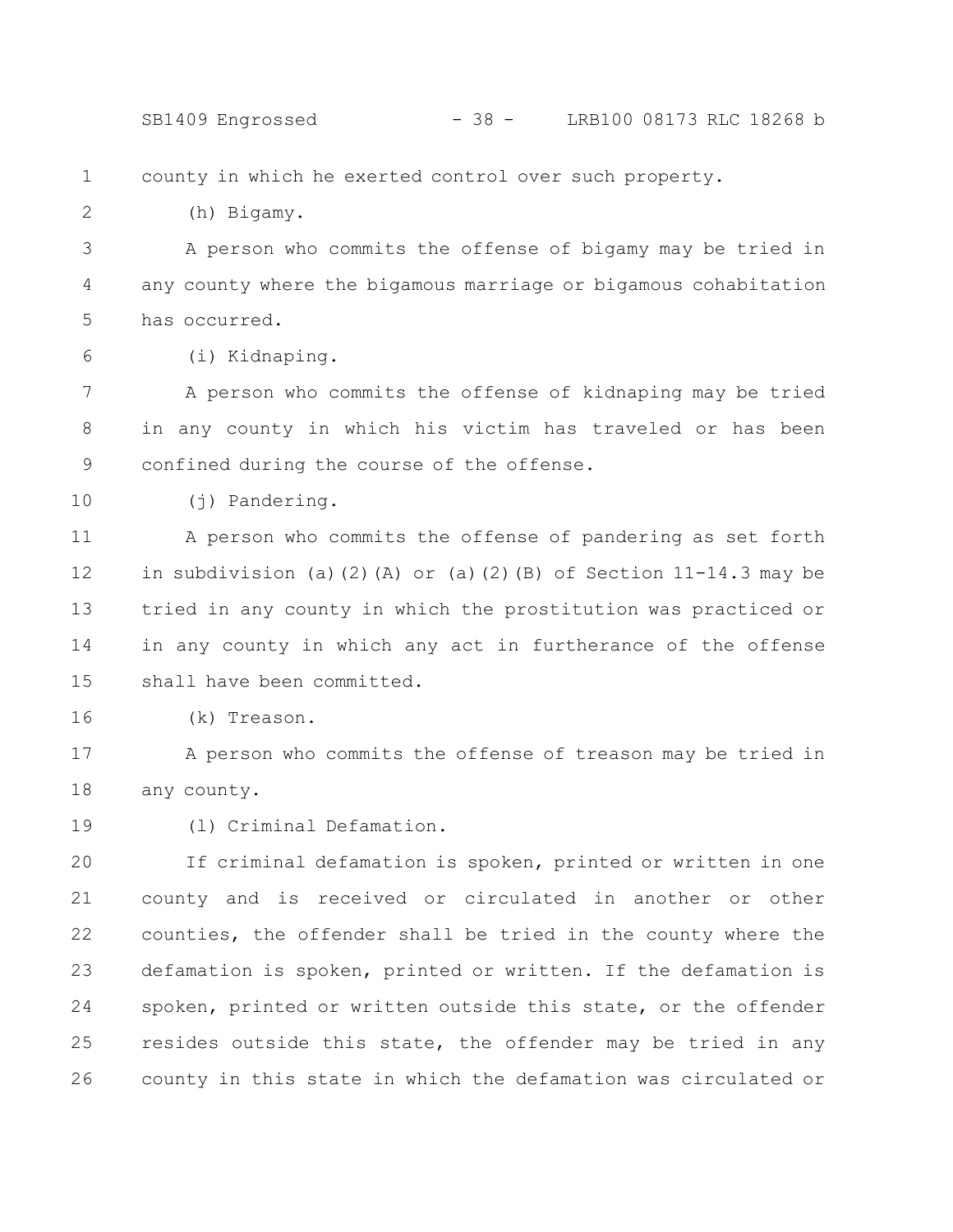county in which he exerted control over such property.

(h) Bigamy.

A person who commits the offense of bigamy may be tried in any county where the bigamous marriage or bigamous cohabitation has occurred.

(i) Kidnaping.

A person who commits the offense of kidnaping may be tried in any county in which his victim has traveled or has been confined during the course of the offense.

(j) Pandering.

A person who commits the offense of pandering as set forth in subdivision (a)(2)(A) or (a)(2)(B) of Section 11-14.3 may be tried in any county in which the prostitution was practiced or in any county in which any act in furtherance of the offense shall have been committed.

(k) Treason.

A person who commits the offense of treason may be tried in any county.

(l) Criminal Defamation.

If criminal defamation is spoken, printed or written in one county and is received or circulated in another or other counties, the offender shall be tried in the county where the defamation is spoken, printed or written. If the defamation is spoken, printed or written outside this state, or the offender resides outside this state, the offender may be tried in any county in this state in which the defamation was circulated or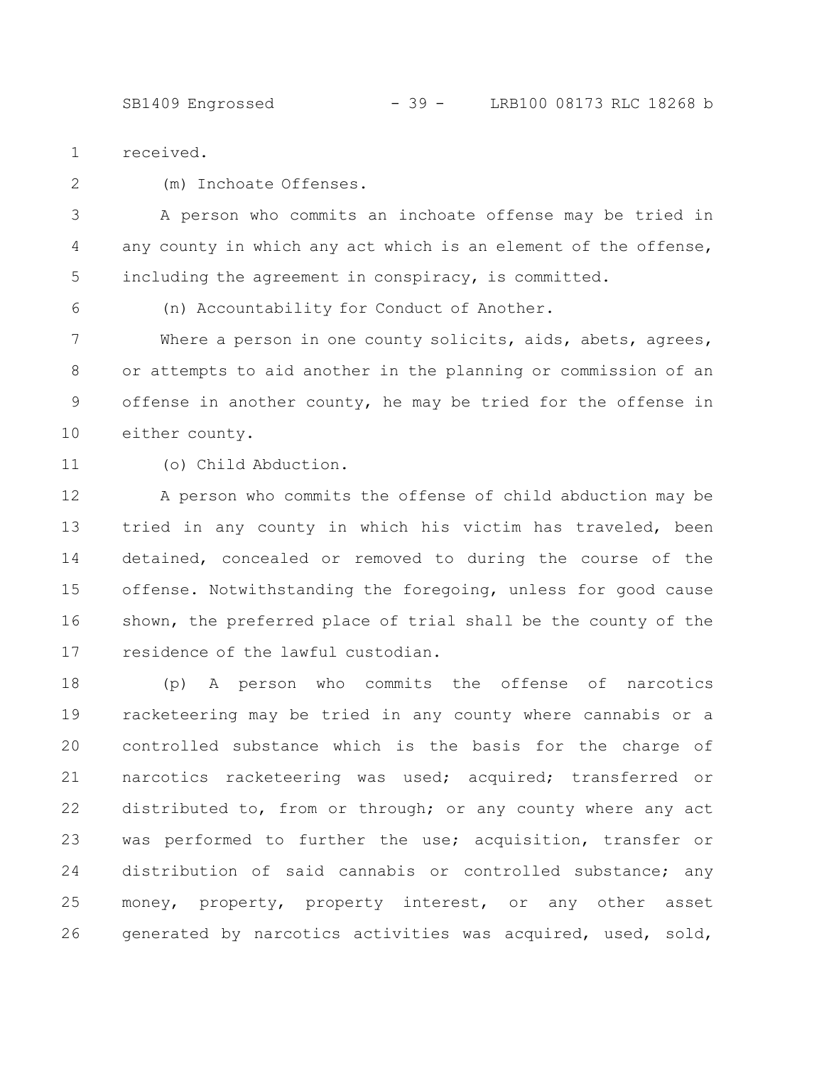received.

(m) Inchoate Offenses.

A person who commits an inchoate offense may be tried in any county in which any act which is an element of the offense, including the agreement in conspiracy, is committed.

(n) Accountability for Conduct of Another.

Where a person in one county solicits, aids, abets, agrees, or attempts to aid another in the planning or commission of an offense in another county, he may be tried for the offense in either county.

(o) Child Abduction.

A person who commits the offense of child abduction may be tried in any county in which his victim has traveled, been detained, concealed or removed to during the course of the offense. Notwithstanding the foregoing, unless for good cause shown, the preferred place of trial shall be the county of the residence of the lawful custodian.

(p) A person who commits the offense of narcotics racketeering may be tried in any county where cannabis or a controlled substance which is the basis for the charge of narcotics racketeering was used; acquired; transferred or distributed to, from or through; or any county where any act was performed to further the use; acquisition, transfer or distribution of said cannabis or controlled substance; any money, property, property interest, or any other asset generated by narcotics activities was acquired, used, sold,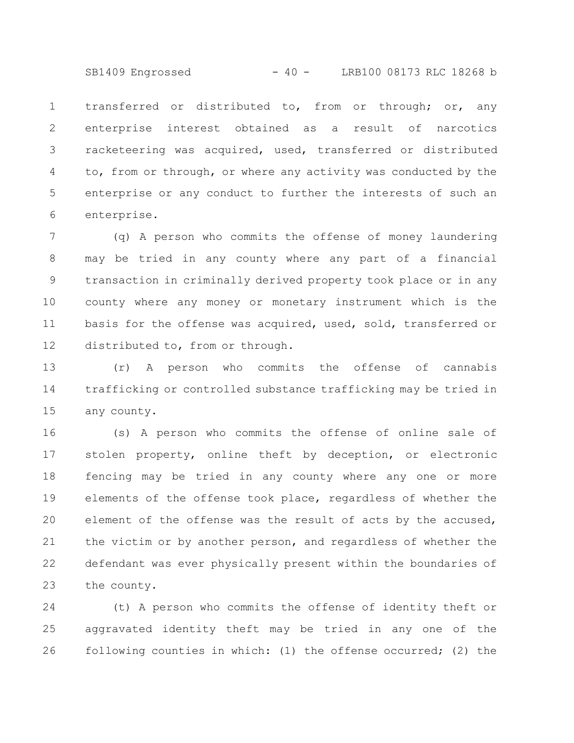transferred or distributed to, from or through; or, any enterprise interest obtained as a result of narcotics racketeering was acquired, used, transferred or distributed to, from or through, or where any activity was conducted by the enterprise or any conduct to further the interests of such an enterprise.

(q) A person who commits the offense of money laundering may be tried in any county where any part of a financial transaction in criminally derived property took place or in any county where any money or monetary instrument which is the basis for the offense was acquired, used, sold, transferred or distributed to, from or through.

(r) A person who commits the offense of cannabis trafficking or controlled substance trafficking may be tried in any county.

(s) A person who commits the offense of online sale of stolen property, online theft by deception, or electronic fencing may be tried in any county where any one or more elements of the offense took place, regardless of whether the element of the offense was the result of acts by the accused, the victim or by another person, and regardless of whether the defendant was ever physically present within the boundaries of the county.

(t) A person who commits the offense of identity theft or aggravated identity theft may be tried in any one of the following counties in which: (1) the offense occurred; (2) the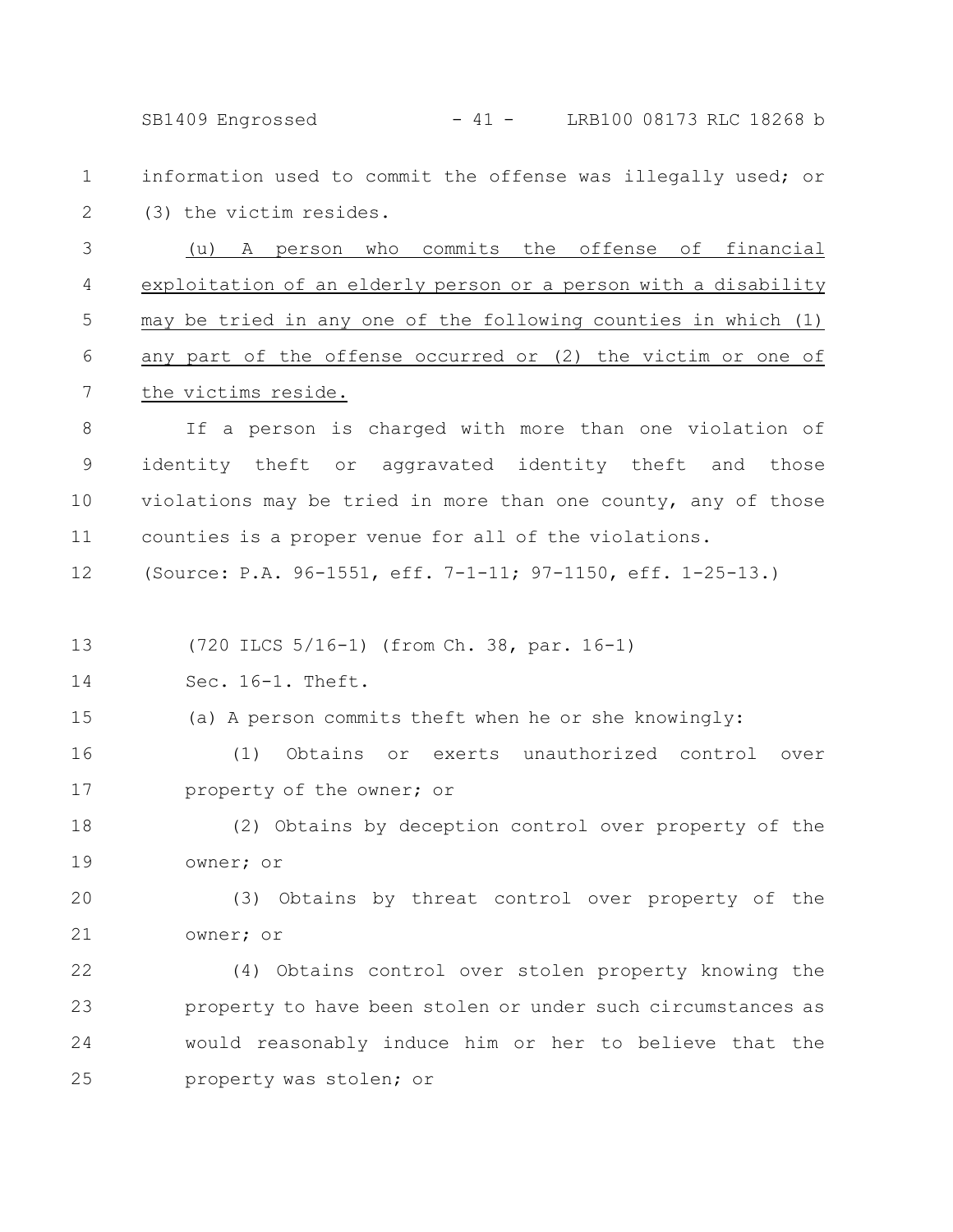information used to commit the offense was illegally used; or (3) the victim resides.

(u) A person who commits the offense of financial exploitation of an elderly person or a person with a disability may be tried in any one of the following counties in which (1) any part of the offense occurred or (2) the victim or one of the victims reside.

If a person is charged with more than one violation of identity theft or aggravated identity theft and those violations may be tried in more than one county, any of those counties is a proper venue for all of the violations.

(Source: P.A. 96-1551, eff. 7-1-11; 97-1150, eff. 1-25-13.)

(720 ILCS 5/16-1) (from Ch. 38, par. 16-1)

Sec. 16-1. Theft.

(a) A person commits theft when he or she knowingly:

(1) Obtains or exerts unauthorized control over property of the owner; or

(2) Obtains by deception control over property of the owner; or

(3) Obtains by threat control over property of the owner; or

(4) Obtains control over stolen property knowing the property to have been stolen or under such circumstances as would reasonably induce him or her to believe that the property was stolen; or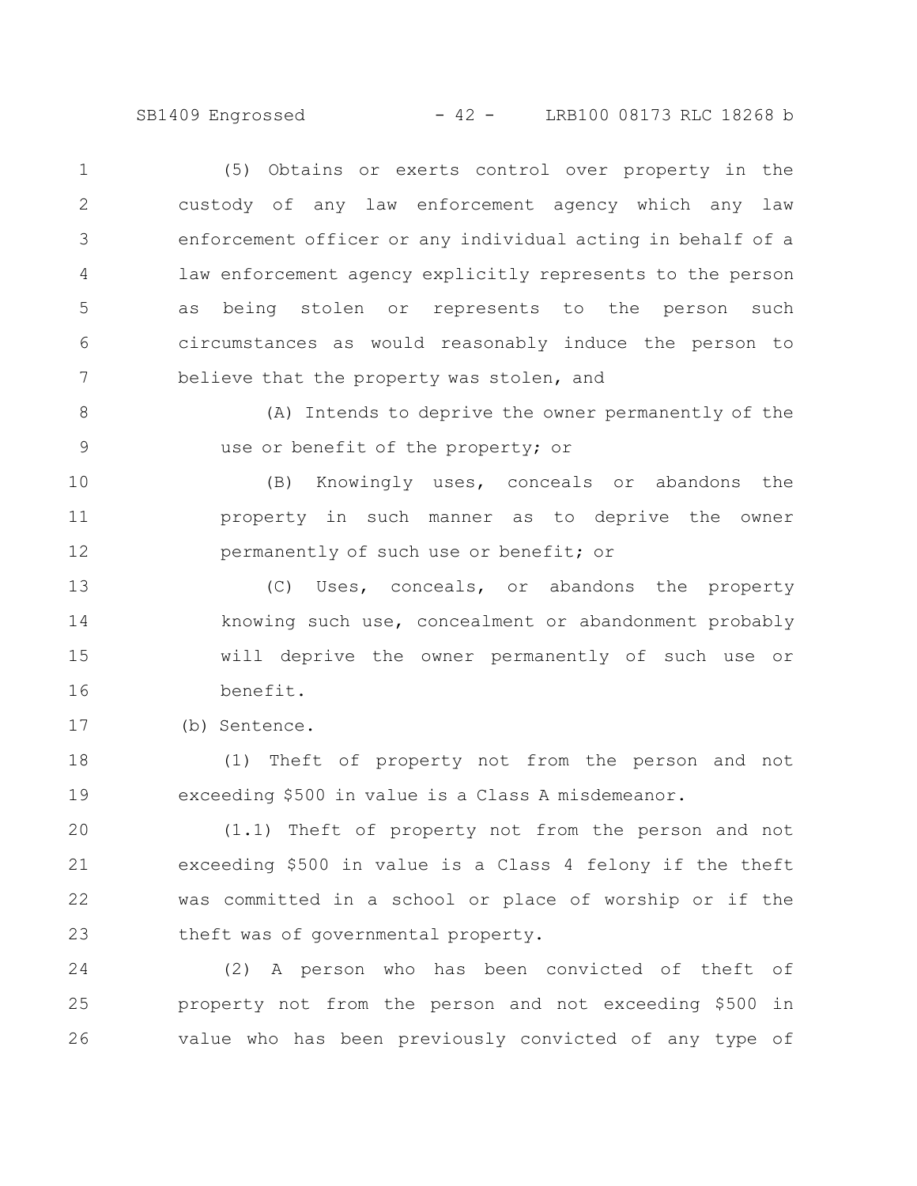(5) Obtains or exerts control over property in the custody of any law enforcement agency which any law enforcement officer or any individual acting in behalf of a law enforcement agency explicitly represents to the person as being stolen or represents to the person such circumstances as would reasonably induce the person to believe that the property was stolen, and

(A) Intends to deprive the owner permanently of the use or benefit of the property; or

(B) Knowingly uses, conceals or abandons the property in such manner as to deprive the owner permanently of such use or benefit; or

(C) Uses, conceals, or abandons the property knowing such use, concealment or abandonment probably will deprive the owner permanently of such use or benefit.

(b) Sentence.

(1) Theft of property not from the person and not exceeding $500 in value is a Class A misdemeanor.

(1.1) Theft of property not from the person and not exceeding $500 in value is a Class 4 felony if the theft was committed in a school or place of worship or if the theft was of governmental property.

(2) A person who has been convicted of theft of property not from the person and not exceeding $500 in value who has been previously convicted of any type of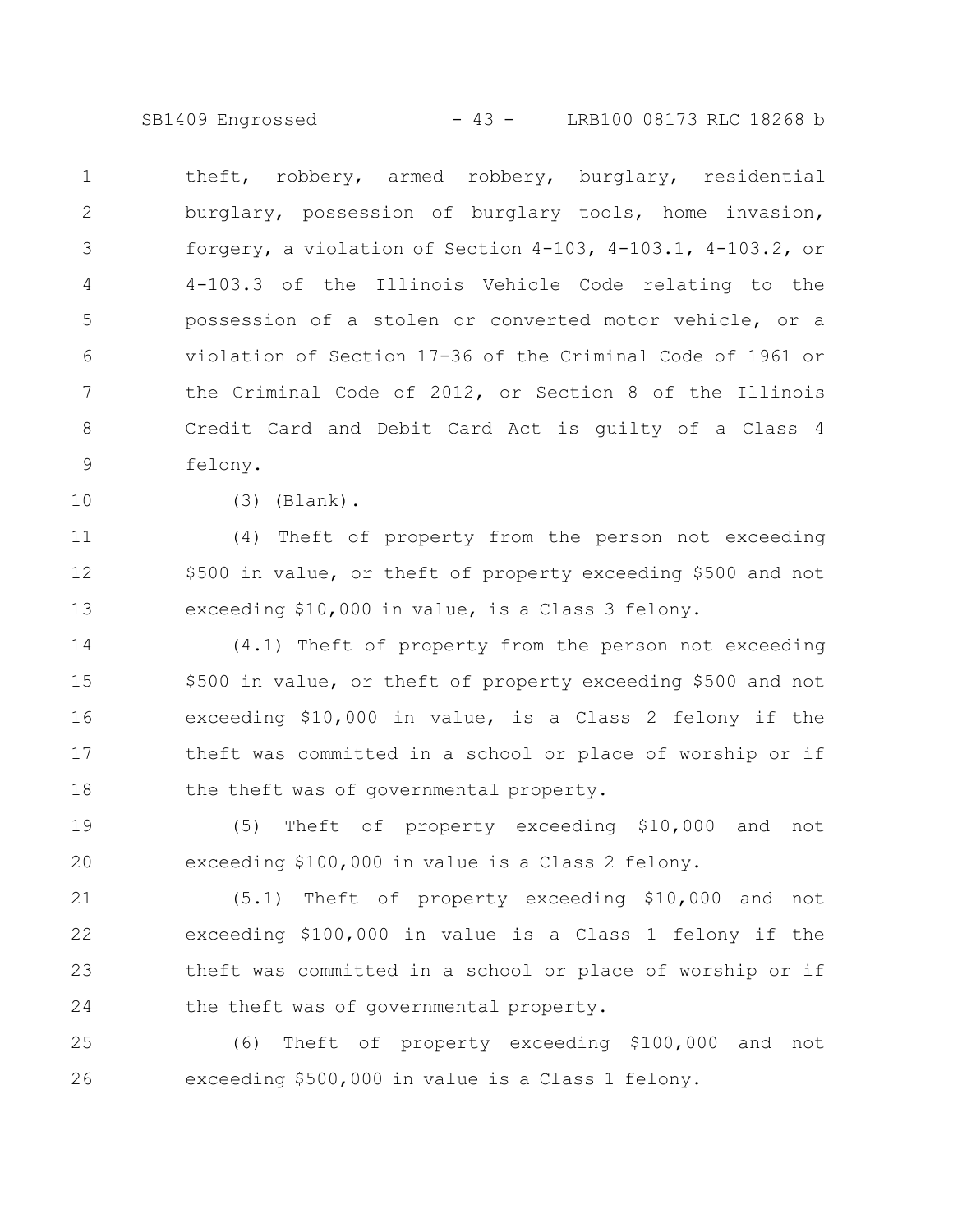theft, robbery, armed robbery, burglary, residential burglary, possession of burglary tools, home invasion, forgery, a violation of Section 4-103, 4-103.1, 4-103.2, or 4-103.3 of the Illinois Vehicle Code relating to the possession of a stolen or converted motor vehicle, or a violation of Section 17-36 of the Criminal Code of 1961 or the Criminal Code of 2012, or Section 8 of the Illinois Credit Card and Debit Card Act is guilty of a Class 4 felony.

(3) (Blank).

(4) Theft of property from the person not exceeding $500 in value, or theft of property exceeding $500 and not exceeding $10,000 in value, is a Class 3 felony.

(4.1) Theft of property from the person not exceeding $500 in value, or theft of property exceeding $500 and not exceeding $10,000 in value, is a Class 2 felony if the theft was committed in a school or place of worship or if the theft was of governmental property.

(5) Theft of property exceeding $10,000 and not exceeding $100,000 in value is a Class 2 felony.

(5.1) Theft of property exceeding $10,000 and not exceeding $100,000 in value is a Class 1 felony if the theft was committed in a school or place of worship or if the theft was of governmental property.

(6) Theft of property exceeding $100,000 and not exceeding $500,000 in value is a Class 1 felony.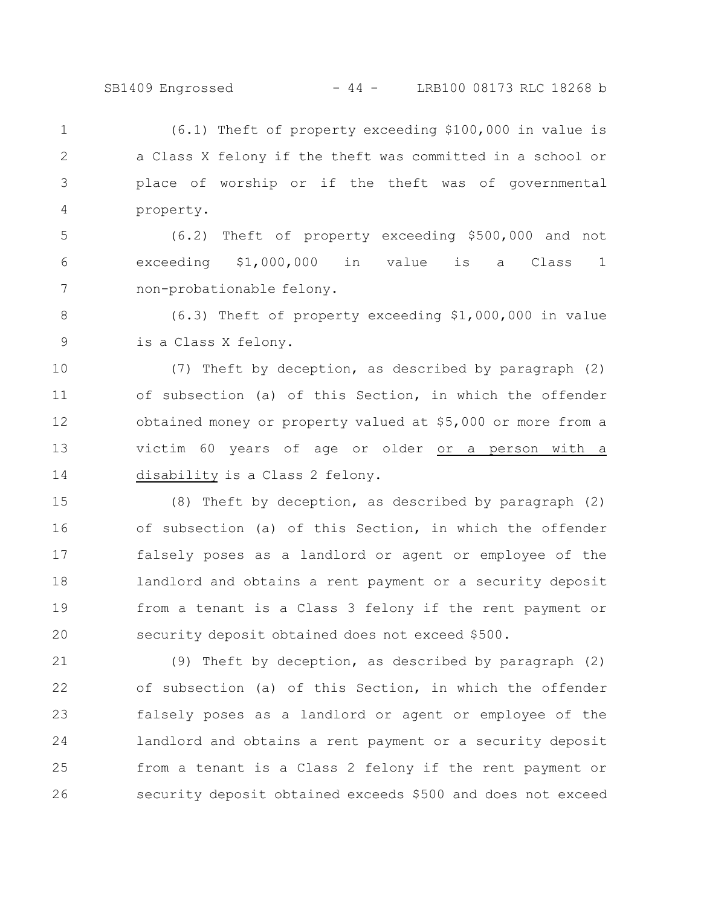(6.1) Theft of property exceeding $100,000 in value is a Class X felony if the theft was committed in a school or place of worship or if the theft was of governmental property.

(6.2) Theft of property exceeding $500,000 and not exceeding $1,000,000 in value is a Class 1 non-probationable felony.

(6.3) Theft of property exceeding $1,000,000 in value is a Class X felony.

(7) Theft by deception, as described by paragraph (2) of subsection (a) of this Section, in which the offender obtained money or property valued at $5,000 or more from a victim 60 years of age or older <u>or a person with a disability</u> is a Class 2 felony.

(8) Theft by deception, as described by paragraph (2) of subsection (a) of this Section, in which the offender falsely poses as a landlord or agent or employee of the landlord and obtains a rent payment or a security deposit from a tenant is a Class 3 felony if the rent payment or security deposit obtained does not exceed $500.

(9) Theft by deception, as described by paragraph (2) of subsection (a) of this Section, in which the offender falsely poses as a landlord or agent or employee of the landlord and obtains a rent payment or a security deposit from a tenant is a Class 2 felony if the rent payment or security deposit obtained exceeds $500 and does not exceed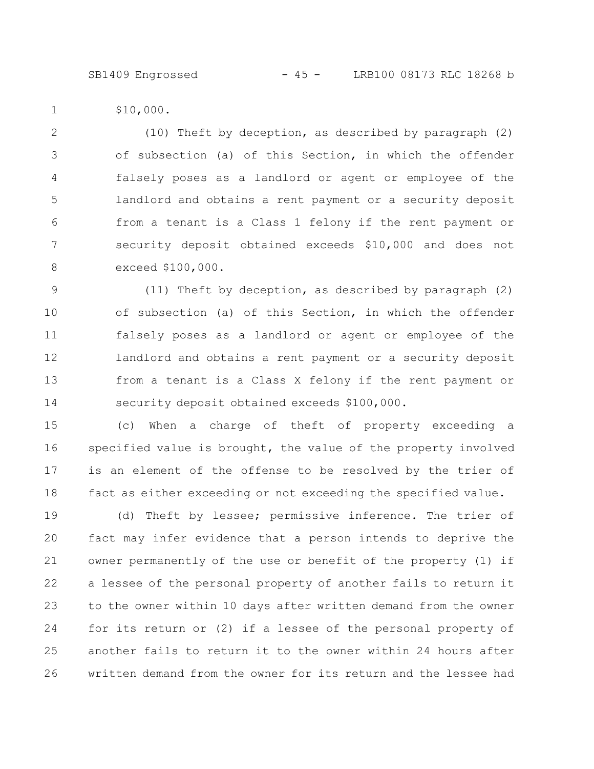$10,000.

(10) Theft by deception, as described by paragraph (2) of subsection (a) of this Section, in which the offender falsely poses as a landlord or agent or employee of the landlord and obtains a rent payment or a security deposit from a tenant is a Class 1 felony if the rent payment or security deposit obtained exceeds $10,000 and does not exceed $100,000.

(11) Theft by deception, as described by paragraph (2) of subsection (a) of this Section, in which the offender falsely poses as a landlord or agent or employee of the landlord and obtains a rent payment or a security deposit from a tenant is a Class X felony if the rent payment or security deposit obtained exceeds $100,000.

(c) When a charge of theft of property exceeding a specified value is brought, the value of the property involved is an element of the offense to be resolved by the trier of fact as either exceeding or not exceeding the specified value.

(d) Theft by lessee; permissive inference. The trier of fact may infer evidence that a person intends to deprive the owner permanently of the use or benefit of the property (1) if a lessee of the personal property of another fails to return it to the owner within 10 days after written demand from the owner for its return or (2) if a lessee of the personal property of another fails to return it to the owner within 24 hours after written demand from the owner for its return and the lessee had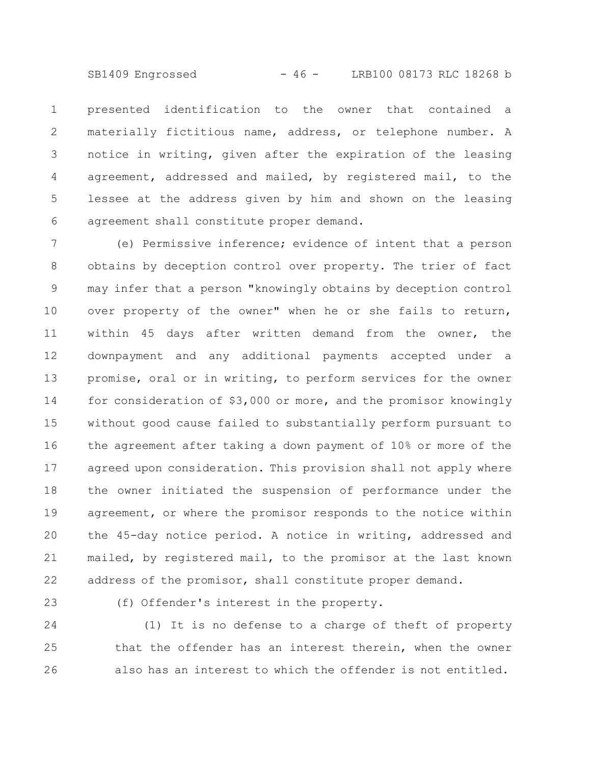presented identification to the owner that contained a materially fictitious name, address, or telephone number. A notice in writing, given after the expiration of the leasing agreement, addressed and mailed, by registered mail, to the lessee at the address given by him and shown on the leasing agreement shall constitute proper demand.

(e) Permissive inference; evidence of intent that a person obtains by deception control over property. The trier of fact may infer that a person "knowingly obtains by deception control over property of the owner" when he or she fails to return, within 45 days after written demand from the owner, the downpayment and any additional payments accepted under a promise, oral or in writing, to perform services for the owner for consideration of $3,000 or more, and the promisor knowingly without good cause failed to substantially perform pursuant to the agreement after taking a down payment of 10% or more of the agreed upon consideration. This provision shall not apply where the owner initiated the suspension of performance under the agreement, or where the promisor responds to the notice within the 45-day notice period. A notice in writing, addressed and mailed, by registered mail, to the promisor at the last known address of the promisor, shall constitute proper demand.

(f) Offender's interest in the property.

(1) It is no defense to a charge of theft of property that the offender has an interest therein, when the owner also has an interest to which the offender is not entitled.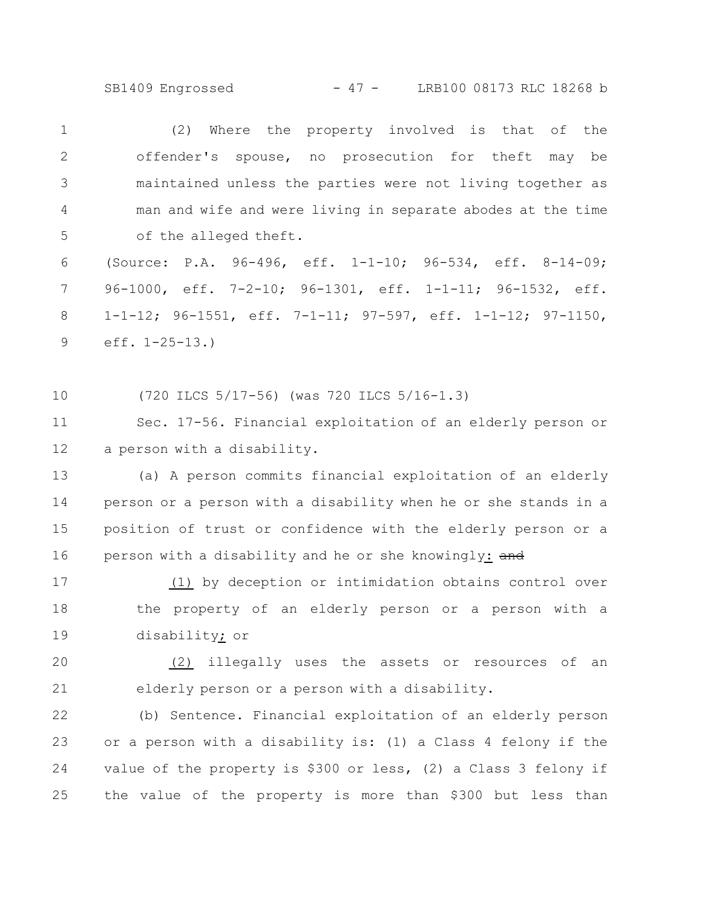(2) Where the property involved is that of the offender's spouse, no prosecution for theft may be maintained unless the parties were not living together as man and wife and were living in separate abodes at the time of the alleged theft.

(Source: P.A. 96-496, eff. 1-1-10; 96-534, eff. 8-14-09; 96-1000, eff. 7-2-10; 96-1301, eff. 1-1-11; 96-1532, eff. 1-1-12; 96-1551, eff. 7-1-11; 97-597, eff. 1-1-12; 97-1150, eff. 1-25-13.)

(720 ILCS 5/17-56) (was 720 ILCS 5/16-1.3)

Sec. 17-56. Financial exploitation of an elderly person or a person with a disability.

(a) A person commits financial exploitation of an elderly person or a person with a disability when he or she stands in a position of trust or confidence with the elderly person or a person with a disability and he or she knowingly: ~~and~~

(1) by deception or intimidation obtains control over the property of an elderly person or a person with a disability; or

(2) illegally uses the assets or resources of an elderly person or a person with a disability.

(b) Sentence. Financial exploitation of an elderly person or a person with a disability is: (1) a Class 4 felony if the value of the property is $300 or less, (2) a Class 3 felony if the value of the property is more than $300 but less than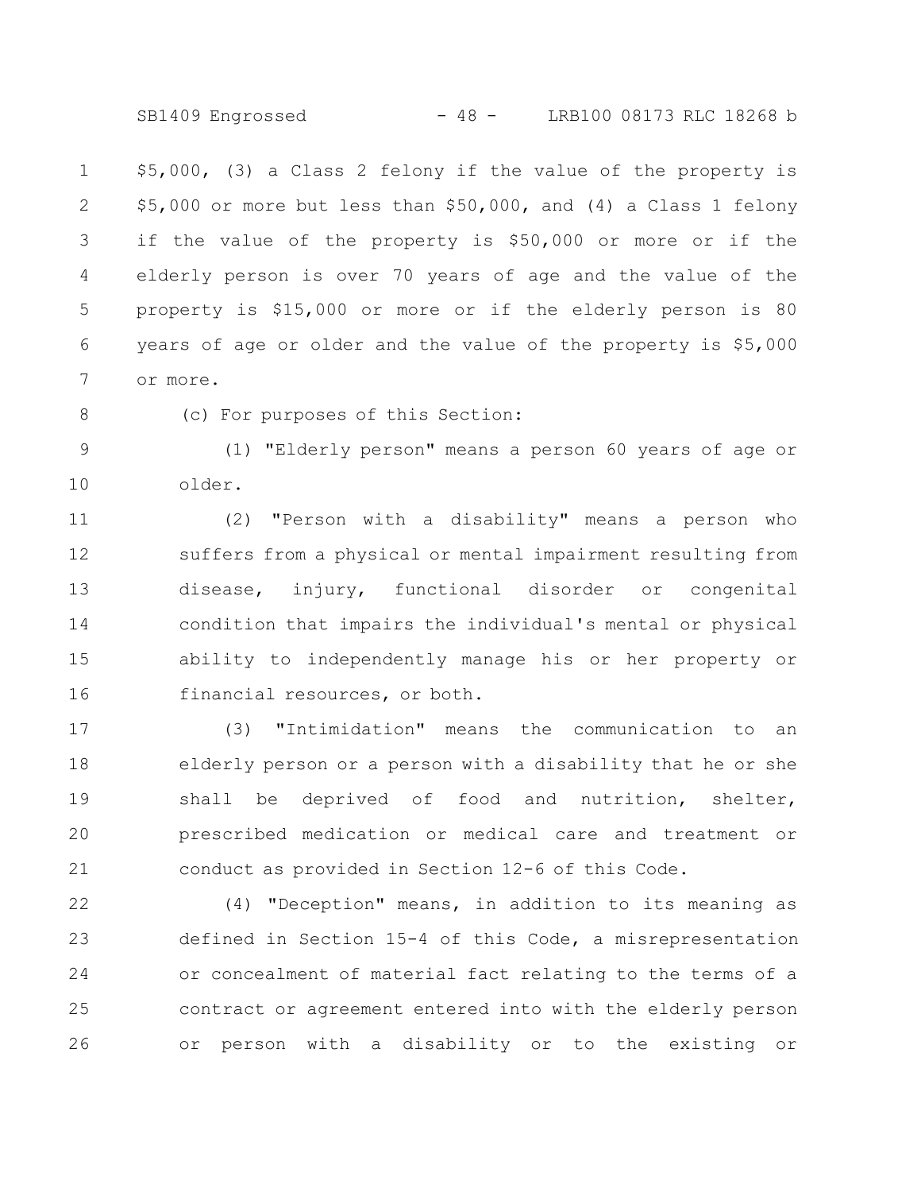$5,000, (3) a Class 2 felony if the value of the property is $5,000 or more but less than $50,000, and (4) a Class 1 felony if the value of the property is $50,000 or more or if the elderly person is over 70 years of age and the value of the property is $15,000 or more or if the elderly person is 80 years of age or older and the value of the property is $5,000 or more.

(c) For purposes of this Section:

(1) "Elderly person" means a person 60 years of age or older.

(2) "Person with a disability" means a person who suffers from a physical or mental impairment resulting from disease, injury, functional disorder or congenital condition that impairs the individual's mental or physical ability to independently manage his or her property or financial resources, or both.

(3) "Intimidation" means the communication to an elderly person or a person with a disability that he or she shall be deprived of food and nutrition, shelter, prescribed medication or medical care and treatment or conduct as provided in Section 12-6 of this Code.

(4) "Deception" means, in addition to its meaning as defined in Section 15-4 of this Code, a misrepresentation or concealment of material fact relating to the terms of a contract or agreement entered into with the elderly person or person with a disability or to the existing or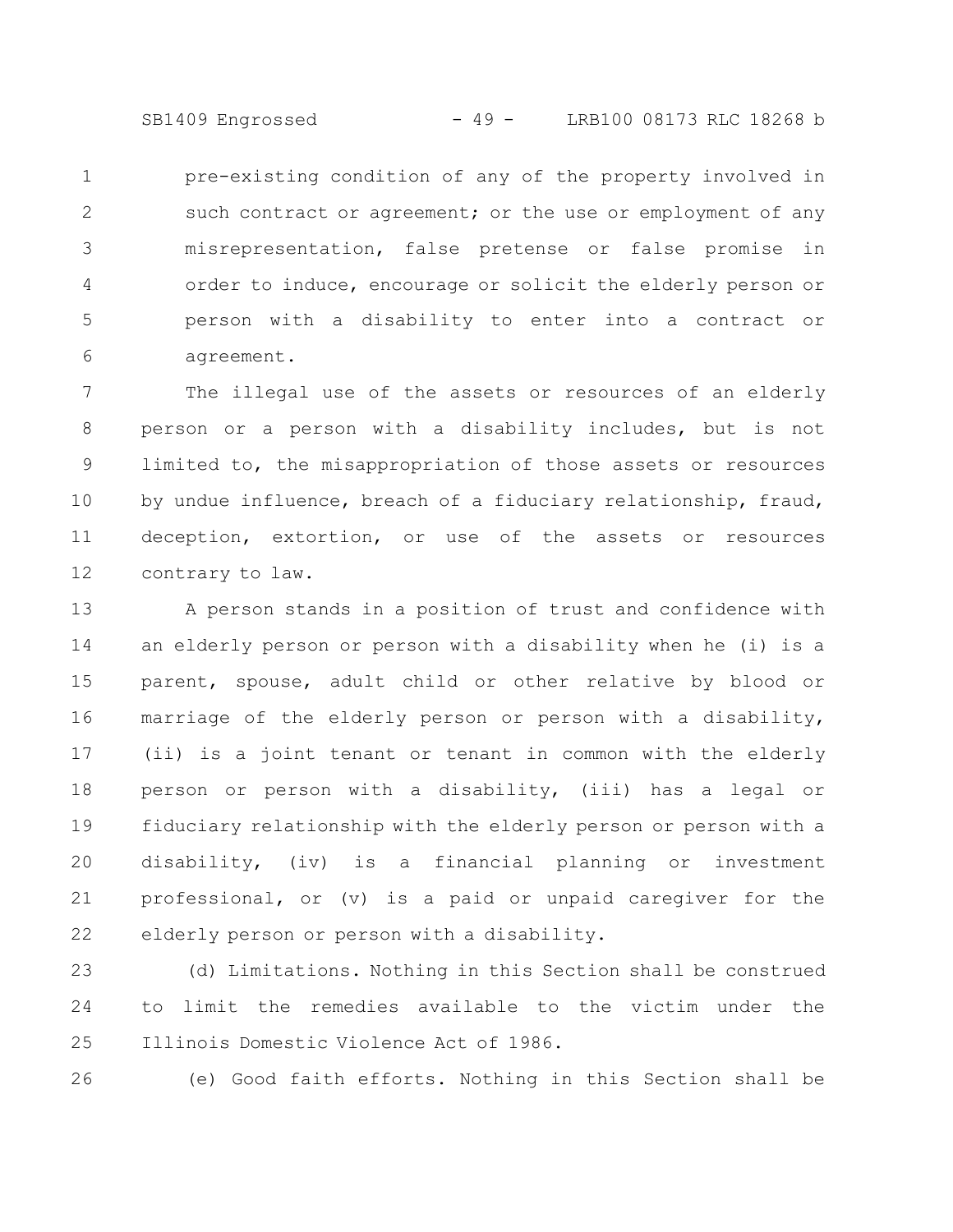pre-existing condition of any of the property involved in such contract or agreement; or the use or employment of any misrepresentation, false pretense or false promise in order to induce, encourage or solicit the elderly person or person with a disability to enter into a contract or agreement.

The illegal use of the assets or resources of an elderly person or a person with a disability includes, but is not limited to, the misappropriation of those assets or resources by undue influence, breach of a fiduciary relationship, fraud, deception, extortion, or use of the assets or resources contrary to law.

A person stands in a position of trust and confidence with an elderly person or person with a disability when he (i) is a parent, spouse, adult child or other relative by blood or marriage of the elderly person or person with a disability, (ii) is a joint tenant or tenant in common with the elderly person or person with a disability, (iii) has a legal or fiduciary relationship with the elderly person or person with a disability, (iv) is a financial planning or investment professional, or (v) is a paid or unpaid caregiver for the elderly person or person with a disability.

(d) Limitations. Nothing in this Section shall be construed to limit the remedies available to the victim under the Illinois Domestic Violence Act of 1986.

(e) Good faith efforts. Nothing in this Section shall be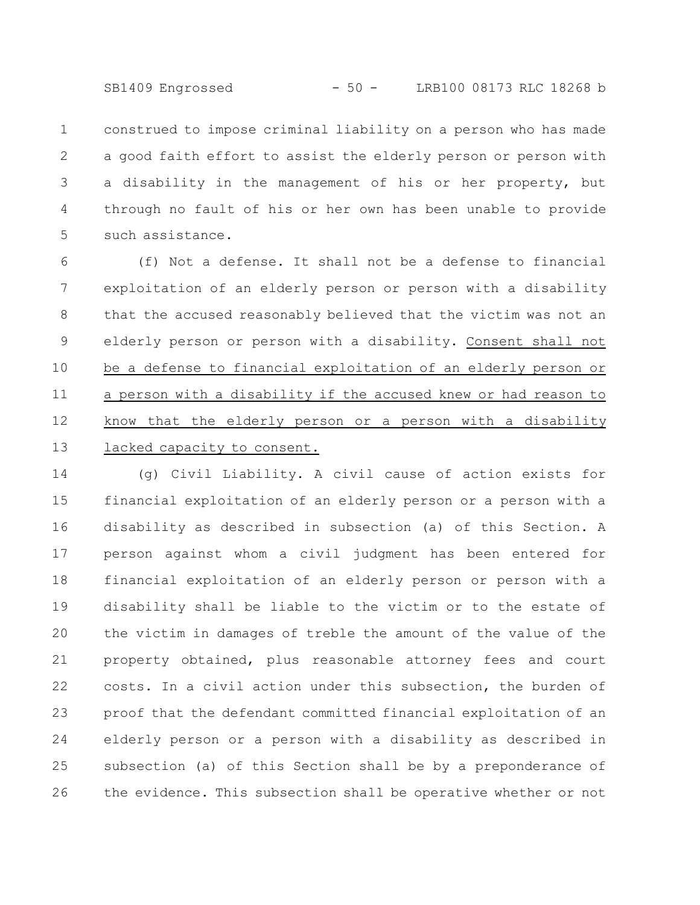construed to impose criminal liability on a person who has made a good faith effort to assist the elderly person or person with a disability in the management of his or her property, but through no fault of his or her own has been unable to provide such assistance.

(f) Not a defense. It shall not be a defense to financial exploitation of an elderly person or person with a disability that the accused reasonably believed that the victim was not an elderly person or person with a disability. Consent shall not be a defense to financial exploitation of an elderly person or a person with a disability if the accused knew or had reason to know that the elderly person or a person with a disability lacked capacity to consent.

(g) Civil Liability. A civil cause of action exists for financial exploitation of an elderly person or a person with a disability as described in subsection (a) of this Section. A person against whom a civil judgment has been entered for financial exploitation of an elderly person or person with a disability shall be liable to the victim or to the estate of the victim in damages of treble the amount of the value of the property obtained, plus reasonable attorney fees and court costs. In a civil action under this subsection, the burden of proof that the defendant committed financial exploitation of an elderly person or a person with a disability as described in subsection (a) of this Section shall be by a preponderance of the evidence. This subsection shall be operative whether or not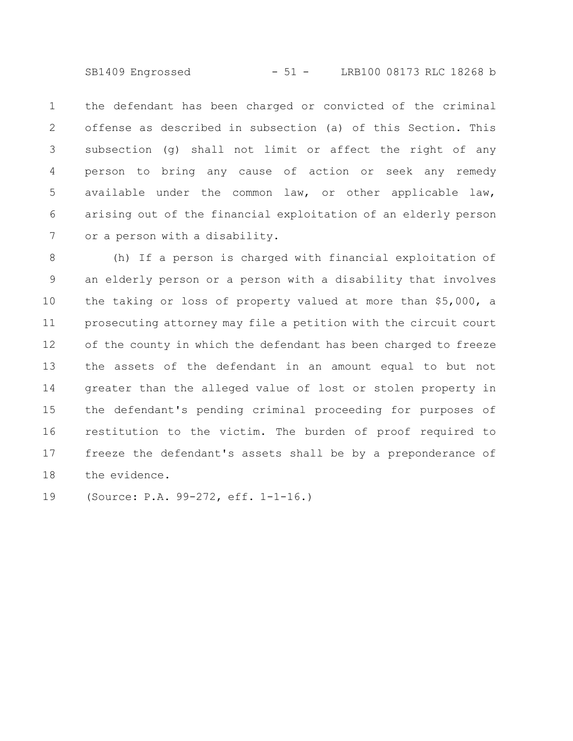the defendant has been charged or convicted of the criminal offense as described in subsection (a) of this Section. This subsection (g) shall not limit or affect the right of any person to bring any cause of action or seek any remedy available under the common law, or other applicable law, arising out of the financial exploitation of an elderly person or a person with a disability.

(h) If a person is charged with financial exploitation of an elderly person or a person with a disability that involves the taking or loss of property valued at more than $5,000, a prosecuting attorney may file a petition with the circuit court of the county in which the defendant has been charged to freeze the assets of the defendant in an amount equal to but not greater than the alleged value of lost or stolen property in the defendant's pending criminal proceeding for purposes of restitution to the victim. The burden of proof required to freeze the defendant's assets shall be by a preponderance of the evidence.

(Source: P.A. 99-272, eff. 1-1-16.)